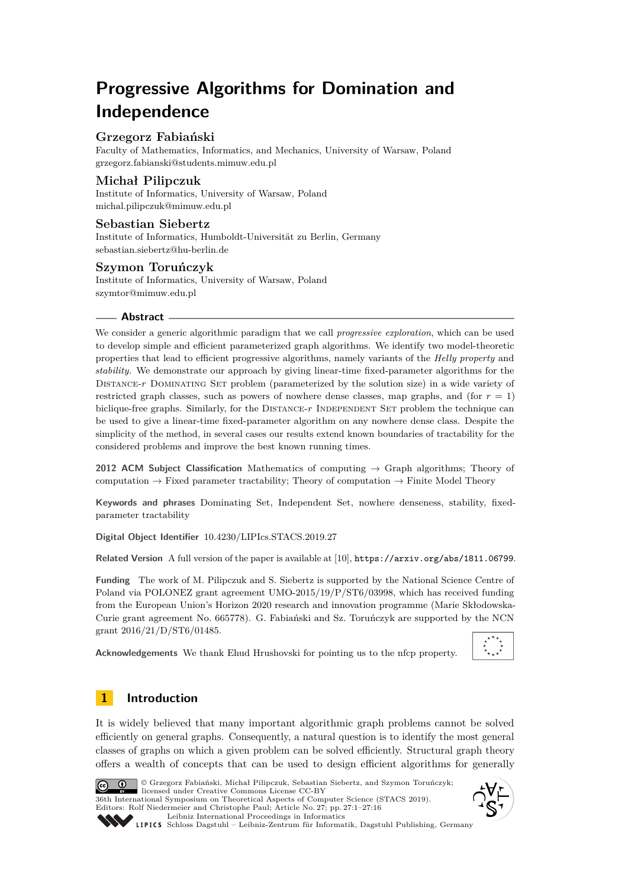# Progressive Algorithms for Domination and Independence

**Grzegorz Fabiański**
Faculty of Mathematics, Informatics, and Mechanics, University of Warsaw, Poland
grzegorz.fabianski@students.mimuw.edu.pl

**Michał Pilipczuk**
Institute of Informatics, University of Warsaw, Poland
michal.pilipczuk@mimuw.edu.pl

**Sebastian Siebertz**
Institute of Informatics, Humboldt-Universität zu Berlin, Germany
sebastian.siebertz@hu-berlin.de

**Szymon Toruńczyk**
Institute of Informatics, University of Warsaw, Poland
szymtor@mimuw.edu.pl

## Abstract

We consider a generic algorithmic paradigm that we call *progressive exploration*, which can be used to develop simple and efficient parameterized graph algorithms. We identify two model-theoretic properties that lead to efficient progressive algorithms, namely variants of the *Helly property* and *stability*. We demonstrate our approach by giving linear-time fixed-parameter algorithms for the Distance-$r$ Dominating Set problem (parameterized by the solution size) in a wide variety of restricted graph classes, such as powers of nowhere dense classes, map graphs, and (for $r = 1$) biclique-free graphs. Similarly, for the Distance-$r$ Independent Set problem the technique can be used to give a linear-time fixed-parameter algorithm on any nowhere dense class. Despite the simplicity of the method, in several cases our results extend known boundaries of tractability for the considered problems and improve the best known running times.

**2012 ACM Subject Classification** Mathematics of computing → Graph algorithms; Theory of computation → Fixed parameter tractability; Theory of computation → Finite Model Theory

**Keywords and phrases** Dominating Set, Independent Set, nowhere denseness, stability, fixed-parameter tractability

**Digital Object Identifier** 10.4230/LIPIcs.STACS.2019.27

**Related Version** A full version of the paper is available at [10], https://arxiv.org/abs/1811.06799.

**Funding** The work of M. Pilipczuk and S. Siebertz is supported by the National Science Centre of Poland via POLONEZ grant agreement UMO-2015/19/P/ST6/03998, which has received funding from the European Union's Horizon 2020 research and innovation programme (Marie Skłodowska-Curie grant agreement No. 665778). G. Fabiański and Sz. Toruńczyk are supported by the NCN grant 2016/21/D/ST6/01485.

**Acknowledgements** We thank Ehud Hrushovski for pointing us to the nfcp property.

## 1 Introduction

It is widely believed that many important algorithmic graph problems cannot be solved efficiently on general graphs. Consequently, a natural question is to identify the most general classes of graphs on which a given problem can be solved efficiently. Structural graph theory offers a wealth of concepts that can be used to design efficient algorithms for generally

© Grzegorz Fabiański, Michał Pilipczuk, Sebastian Siebertz, and Szymon Toruńczyk; licensed under Creative Commons License CC-BY
36th International Symposium on Theoretical Aspects of Computer Science (STACS 2019).
Editors: Rolf Niedermeier and Christophe Paul; Article No. 27; pp. 27:1–27:16
Leibniz International Proceedings in Informatics
Schloss Dagstuhl – Leibniz-Zentrum für Informatik, Dagstuhl Publishing, Germany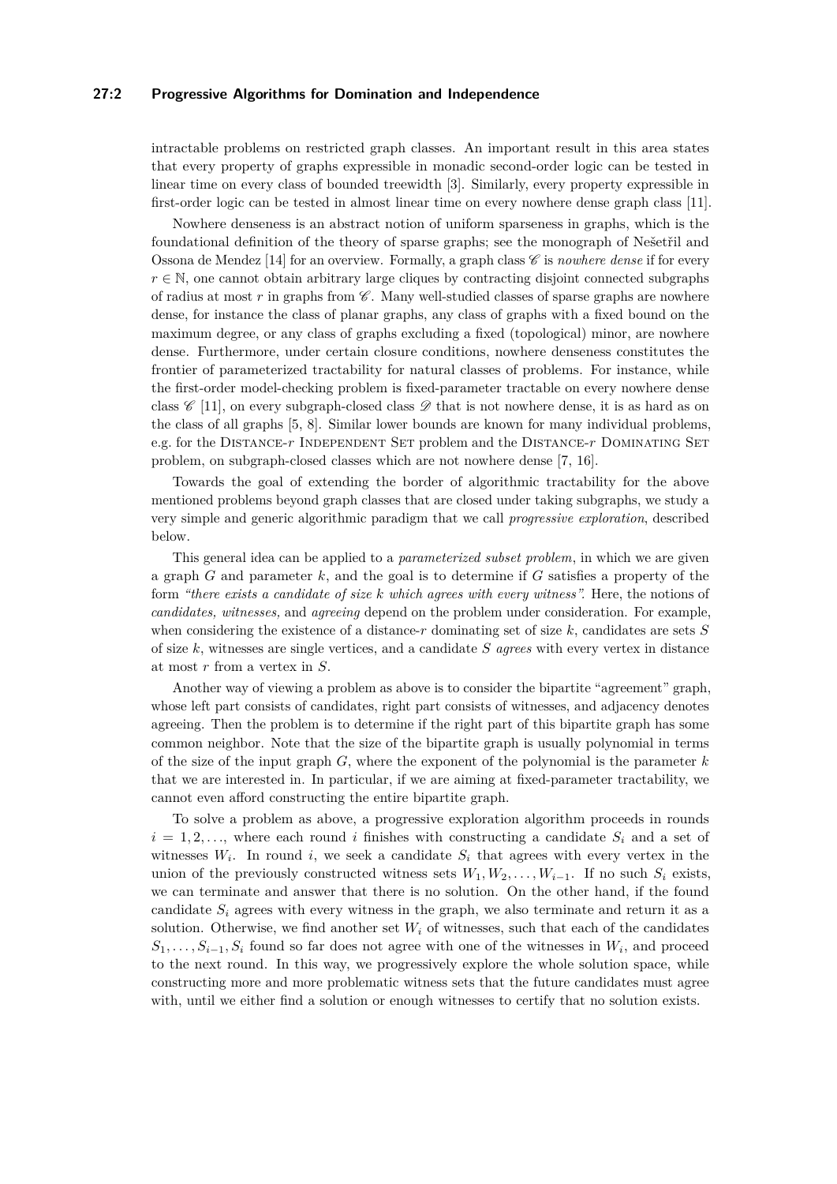intractable problems on restricted graph classes. An important result in this area states that every property of graphs expressible in monadic second-order logic can be tested in linear time on every class of bounded treewidth [3]. Similarly, every property expressible in first-order logic can be tested in almost linear time on every nowhere dense graph class [11].

Nowhere denseness is an abstract notion of uniform sparseness in graphs, which is the foundational definition of the theory of sparse graphs; see the monograph of Nešetřil and Ossona de Mendez [14] for an overview. Formally, a graph class $\mathscr{C}$ is *nowhere dense* if for every $r \in \mathbb{N}$, one cannot obtain arbitrary large cliques by contracting disjoint connected subgraphs of radius at most $r$ in graphs from $\mathscr{C}$. Many well-studied classes of sparse graphs are nowhere dense, for instance the class of planar graphs, any class of graphs with a fixed bound on the maximum degree, or any class of graphs excluding a fixed (topological) minor, are nowhere dense. Furthermore, under certain closure conditions, nowhere denseness constitutes the frontier of parameterized tractability for natural classes of problems. For instance, while the first-order model-checking problem is fixed-parameter tractable on every nowhere dense class $\mathscr{C}$ [11], on every subgraph-closed class $\mathscr{D}$ that is not nowhere dense, it is as hard as on the class of all graphs [5, 8]. Similar lower bounds are known for many individual problems, e.g. for the Distance-$r$ Independent Set problem and the Distance-$r$ Dominating Set problem, on subgraph-closed classes which are not nowhere dense [7, 16].

Towards the goal of extending the border of algorithmic tractability for the above mentioned problems beyond graph classes that are closed under taking subgraphs, we study a very simple and generic algorithmic paradigm that we call *progressive exploration*, described below.

This general idea can be applied to a *parameterized subset problem*, in which we are given a graph $G$ and parameter $k$, and the goal is to determine if $G$ satisfies a property of the form *"there exists a candidate of size $k$ which agrees with every witness"*. Here, the notions of *candidates, witnesses,* and *agreeing* depend on the problem under consideration. For example, when considering the existence of a distance-$r$ dominating set of size $k$, candidates are sets $S$ of size $k$, witnesses are single vertices, and a candidate $S$ *agrees* with every vertex in distance at most $r$ from a vertex in $S$.

Another way of viewing a problem as above is to consider the bipartite "agreement" graph, whose left part consists of candidates, right part consists of witnesses, and adjacency denotes agreeing. Then the problem is to determine if the right part of this bipartite graph has some common neighbor. Note that the size of the bipartite graph is usually polynomial in terms of the size of the input graph $G$, where the exponent of the polynomial is the parameter $k$ that we are interested in. In particular, if we are aiming at fixed-parameter tractability, we cannot even afford constructing the entire bipartite graph.

To solve a problem as above, a progressive exploration algorithm proceeds in rounds $i = 1, 2, \ldots$, where each round $i$ finishes with constructing a candidate $S_i$ and a set of witnesses $W_i$. In round $i$, we seek a candidate $S_i$ that agrees with every vertex in the union of the previously constructed witness sets $W_1, W_2, \ldots, W_{i-1}$. If no such $S_i$ exists, we can terminate and answer that there is no solution. On the other hand, if the found candidate $S_i$ agrees with every witness in the graph, we also terminate and return it as a solution. Otherwise, we find another set $W_i$ of witnesses, such that each of the candidates $S_1, \ldots, S_{i-1}, S_i$ found so far does not agree with one of the witnesses in $W_i$, and proceed to the next round. In this way, we progressively explore the whole solution space, while constructing more and more problematic witness sets that the future candidates must agree with, until we either find a solution or enough witnesses to certify that no solution exists.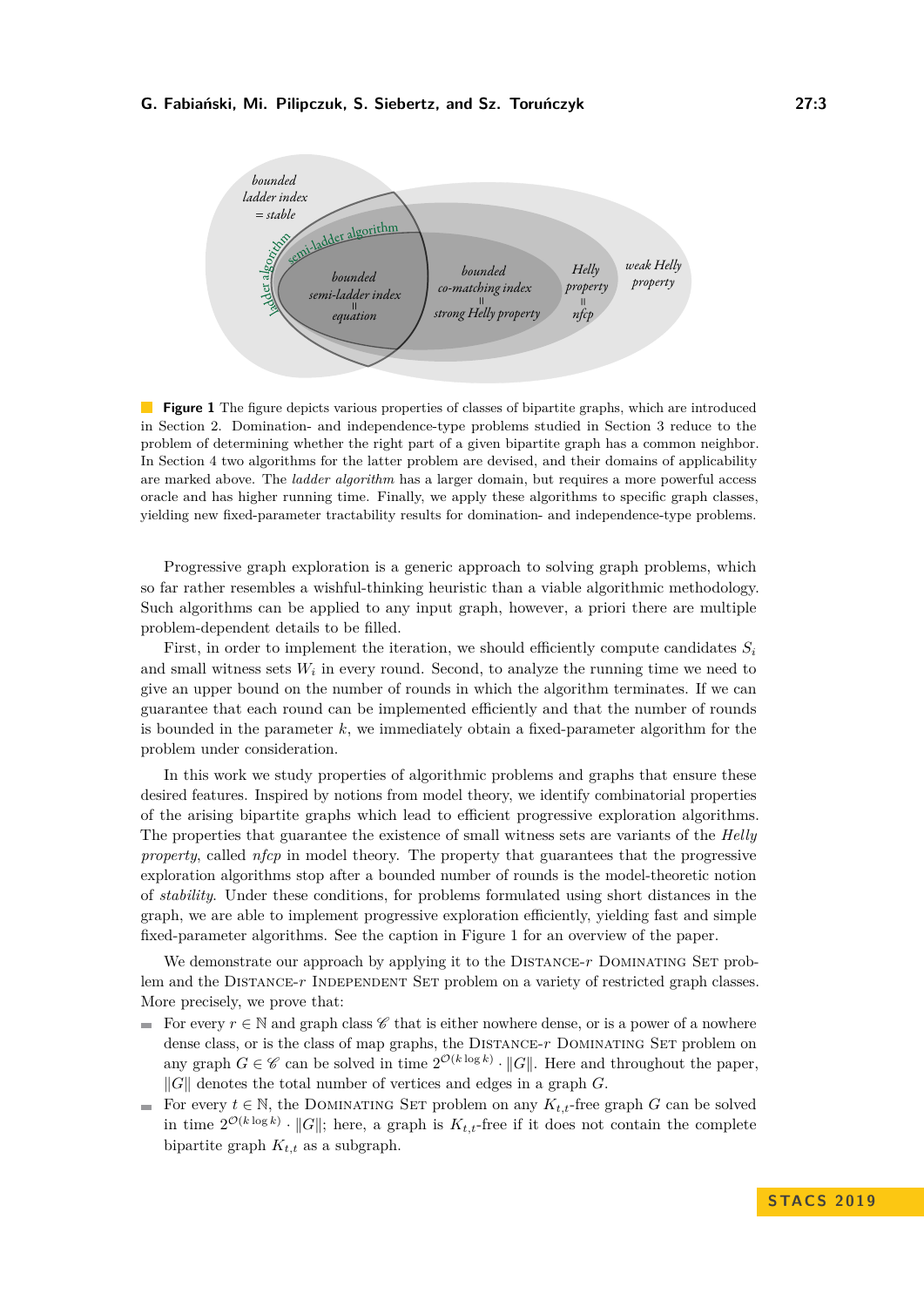**Figure 1** The figure depicts various properties of classes of bipartite graphs, which are introduced in Section 2. Domination- and independence-type problems studied in Section 3 reduce to the problem of determining whether the right part of a given bipartite graph has a common neighbor. In Section 4 two algorithms for the latter problem are devised, and their domains of applicability are marked above. The *ladder algorithm* has a larger domain, but requires a more powerful access oracle and has higher running time. Finally, we apply these algorithms to specific graph classes, yielding new fixed-parameter tractability results for domination- and independence-type problems.

Progressive graph exploration is a generic approach to solving graph problems, which so far rather resembles a wishful-thinking heuristic than a viable algorithmic methodology. Such algorithms can be applied to any input graph, however, a priori there are multiple problem-dependent details to be filled.

First, in order to implement the iteration, we should efficiently compute candidates $S_i$ and small witness sets $W_i$ in every round. Second, to analyze the running time we need to give an upper bound on the number of rounds in which the algorithm terminates. If we can guarantee that each round can be implemented efficiently and that the number of rounds is bounded in the parameter $k$, we immediately obtain a fixed-parameter algorithm for the problem under consideration.

In this work we study properties of algorithmic problems and graphs that ensure these desired features. Inspired by notions from model theory, we identify combinatorial properties of the arising bipartite graphs which lead to efficient progressive exploration algorithms. The properties that guarantee the existence of small witness sets are variants of the *Helly property*, called *nfcp* in model theory. The property that guarantees that the progressive exploration algorithms stop after a bounded number of rounds is the model-theoretic notion of *stability*. Under these conditions, for problems formulated using short distances in the graph, we are able to implement progressive exploration efficiently, yielding fast and simple fixed-parameter algorithms. See the caption in Figure 1 for an overview of the paper.

We demonstrate our approach by applying it to the Distance-$r$ Dominating Set problem and the Distance-$r$ Independent Set problem on a variety of restricted graph classes. More precisely, we prove that:

- For every $r \in \mathbb{N}$ and graph class $\mathscr{C}$ that is either nowhere dense, or is a power of a nowhere dense class, or is the class of map graphs, the Distance-$r$ Dominating Set problem on any graph $G \in \mathscr{C}$ can be solved in time $2^{\mathcal{O}(k \log k)} \cdot \|G\|$. Here and throughout the paper, $\|G\|$ denotes the total number of vertices and edges in a graph $G$.
- For every $t \in \mathbb{N}$, the Dominating Set problem on any $K_{t,t}$-free graph $G$ can be solved in time $2^{\mathcal{O}(k \log k)} \cdot \|G\|$; here, a graph is $K_{t,t}$-free if it does not contain the complete bipartite graph $K_{t,t}$ as a subgraph.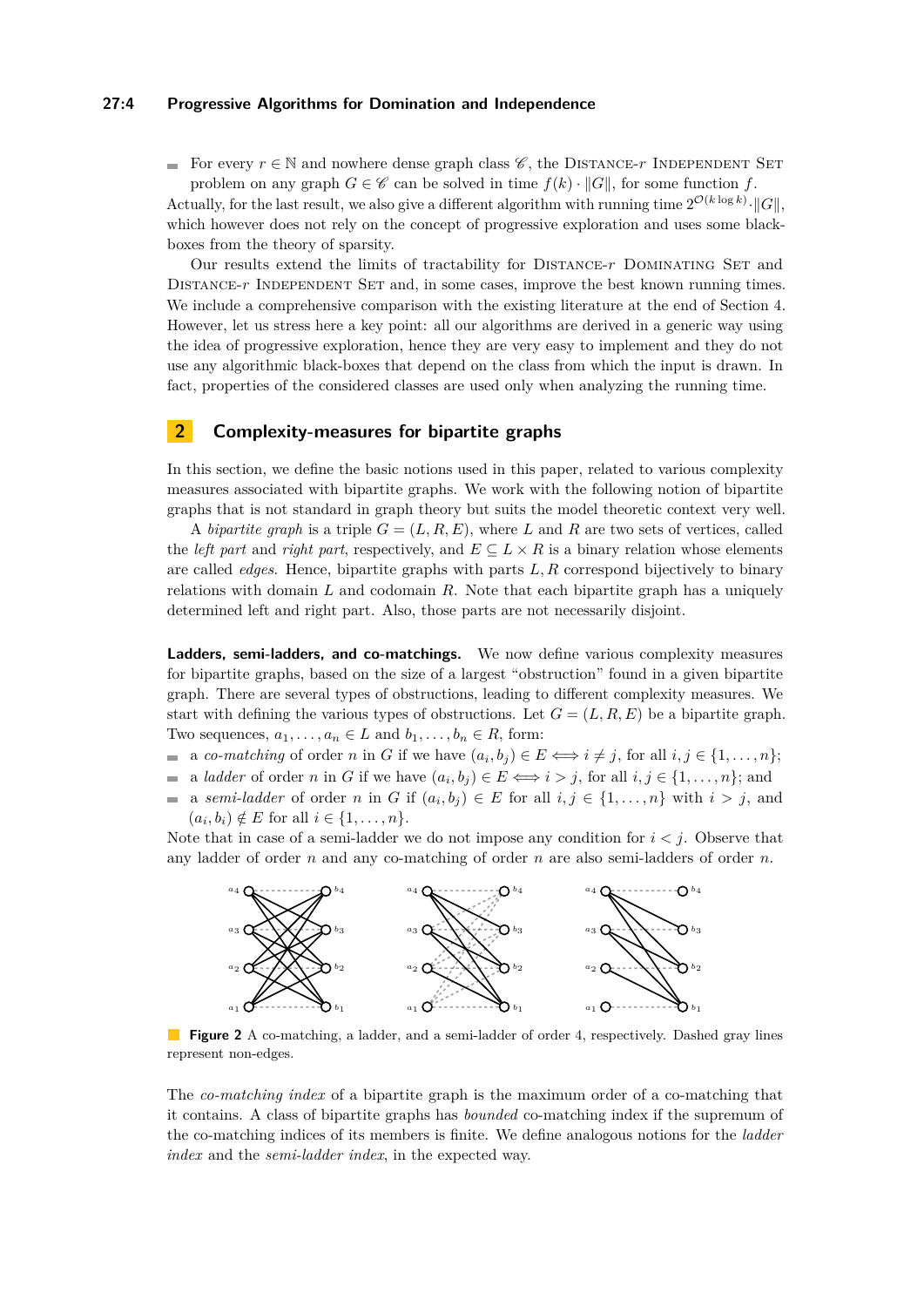- For every $r \in \mathbb{N}$ and nowhere dense graph class $\mathscr{C}$, the Distance-$r$ Independent Set problem on any graph $G \in \mathscr{C}$ can be solved in time $f(k) \cdot \|G\|$, for some function $f$.

Actually, for the last result, we also give a different algorithm with running time $2^{\mathcal{O}(k \log k)} \cdot \|G\|$, which however does not rely on the concept of progressive exploration and uses some black-boxes from the theory of sparsity.

Our results extend the limits of tractability for Distance-$r$ Dominating Set and Distance-$r$ Independent Set and, in some cases, improve the best known running times. We include a comprehensive comparison with the existing literature at the end of Section 4. However, let us stress here a key point: all our algorithms are derived in a generic way using the idea of progressive exploration, hence they are very easy to implement and they do not use any algorithmic black-boxes that depend on the class from which the input is drawn. In fact, properties of the considered classes are used only when analyzing the running time.

## 2 Complexity-measures for bipartite graphs

In this section, we define the basic notions used in this paper, related to various complexity measures associated with bipartite graphs. We work with the following notion of bipartite graphs that is not standard in graph theory but suits the model theoretic context very well.

A *bipartite graph* is a triple $G = (L, R, E)$, where $L$ and $R$ are two sets of vertices, called the *left part* and *right part*, respectively, and $E \subseteq L \times R$ is a binary relation whose elements are called *edges*. Hence, bipartite graphs with parts $L, R$ correspond bijectively to binary relations with domain $L$ and codomain $R$. Note that each bipartite graph has a uniquely determined left and right part. Also, those parts are not necessarily disjoint.

**Ladders, semi-ladders, and co-matchings.** We now define various complexity measures for bipartite graphs, based on the size of a largest "obstruction" found in a given bipartite graph. There are several types of obstructions, leading to different complexity measures. We start with defining the various types of obstructions. Let $G = (L, R, E)$ be a bipartite graph. Two sequences, $a_1, \ldots, a_n \in L$ and $b_1, \ldots, b_n \in R$, form:

- a *co-matching* of order $n$ in $G$ if we have $(a_i, b_j) \in E \iff i \neq j$, for all $i, j \in \{1, \ldots, n\}$;
- a *ladder* of order $n$ in $G$ if we have $(a_i, b_j) \in E \iff i > j$, for all $i, j \in \{1, \ldots, n\}$; and
- a *semi-ladder* of order $n$ in $G$ if $(a_i, b_j) \in E$ for all $i, j \in \{1, \ldots, n\}$ with $i > j$, and $(a_i, b_i) \notin E$ for all $i \in \{1, \ldots, n\}$.

Note that in case of a semi-ladder we do not impose any condition for $i < j$. Observe that any ladder of order $n$ and any co-matching of order $n$ are also semi-ladders of order $n$.

**Figure 2** A co-matching, a ladder, and a semi-ladder of order 4, respectively. Dashed gray lines represent non-edges.

The *co-matching index* of a bipartite graph is the maximum order of a co-matching that it contains. A class of bipartite graphs has *bounded* co-matching index if the supremum of the co-matching indices of its members is finite. We define analogous notions for the *ladder index* and the *semi-ladder index*, in the expected way.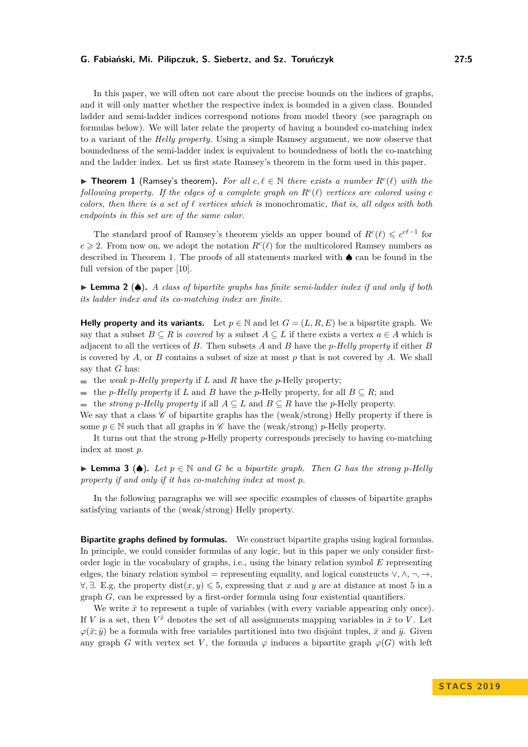In this paper, we will often not care about the precise bounds on the indices of graphs, and it will only matter whether the respective index is bounded in a given class. Bounded ladder and semi-ladder indices correspond notions from model theory (see paragraph on formulas below). We will later relate the property of having a bounded co-matching index to a variant of the *Helly property*. Using a simple Ramsey argument, we now observe that boundedness of the semi-ladder index is equivalent to boundedness of both the co-matching and the ladder index. Let us first state Ramsey's theorem in the form used in this paper.

▶ **Theorem 1** (Ramsey's theorem). *For all $c, \ell \in \mathbb{N}$ there exists a number $R^c(\ell)$ with the following property. If the edges of a complete graph on $R^c(\ell)$ vertices are colored using $c$ colors, then there is a set of $\ell$ vertices which is* monochromatic, *that is, all edges with both endpoints in this set are of the same color.*

The standard proof of Ramsey's theorem yields an upper bound of $R^c(\ell) \leqslant c^{c\ell-1}$ for $c \geqslant 2$. From now on, we adopt the notation $R^c(\ell)$ for the multicolored Ramsey numbers as described in Theorem 1. The proofs of all statements marked with ♠ can be found in the full version of the paper [10].

▶ **Lemma 2** (♠). *A class of bipartite graphs has finite semi-ladder index if and only if both its ladder index and its co-matching index are finite.*

**Helly property and its variants.** Let $p \in \mathbb{N}$ and let $G = (L, R, E)$ be a bipartite graph. We say that a subset $B \subseteq R$ is *covered* by a subset $A \subseteq L$ if there exists a vertex $a \in A$ which is adjacent to all the vertices of $B$. Then subsets $A$ and $B$ have the *$p$-Helly property* if either $B$ is covered by $A$, or $B$ contains a subset of size at most $p$ that is not covered by $A$. We shall say that $G$ has:

- the *weak $p$-Helly property* if $L$ and $R$ have the $p$-Helly property;
- the *$p$-Helly property* if $L$ and $B$ have the $p$-Helly property, for all $B \subseteq R$; and
- the *strong $p$-Helly property* if all $A \subseteq L$ and $B \subseteq R$ have the $p$-Helly property.

We say that a class $\mathscr{C}$ of bipartite graphs has the (weak/strong) Helly property if there is some $p \in \mathbb{N}$ such that all graphs in $\mathscr{C}$ have the (weak/strong) $p$-Helly property.

It turns out that the strong $p$-Helly property corresponds precisely to having co-matching index at most $p$.

▶ **Lemma 3** (♠). *Let $p \in \mathbb{N}$ and $G$ be a bipartite graph. Then $G$ has the strong $p$-Helly property if and only if it has co-matching index at most $p$.*

In the following paragraphs we will see specific examples of classes of bipartite graphs satisfying variants of the (weak/strong) Helly property.

**Bipartite graphs defined by formulas.** We construct bipartite graphs using logical formulas. In principle, we could consider formulas of any logic, but in this paper we only consider first-order logic in the vocabulary of graphs, i.e., using the binary relation symbol $E$ representing edges, the binary relation symbol $=$ representing equality, and logical constructs $\vee, \wedge, \neg, \rightarrow, \forall, \exists$. E.g, the property $\mathrm{dist}(x, y) \leqslant 5$, expressing that $x$ and $y$ are at distance at most 5 in a graph $G$, can be expressed by a first-order formula using four existential quantifiers.

We write $\bar{x}$ to represent a tuple of variables (with every variable appearing only once). If $V$ is a set, then $V^{\bar{x}}$ denotes the set of all assignments mapping variables in $\bar{x}$ to $V$. Let $\varphi(\bar{x}; \bar{y})$ be a formula with free variables partitioned into two disjoint tuples, $\bar{x}$ and $\bar{y}$. Given any graph $G$ with vertex set $V$, the formula $\varphi$ induces a bipartite graph $\varphi(G)$ with left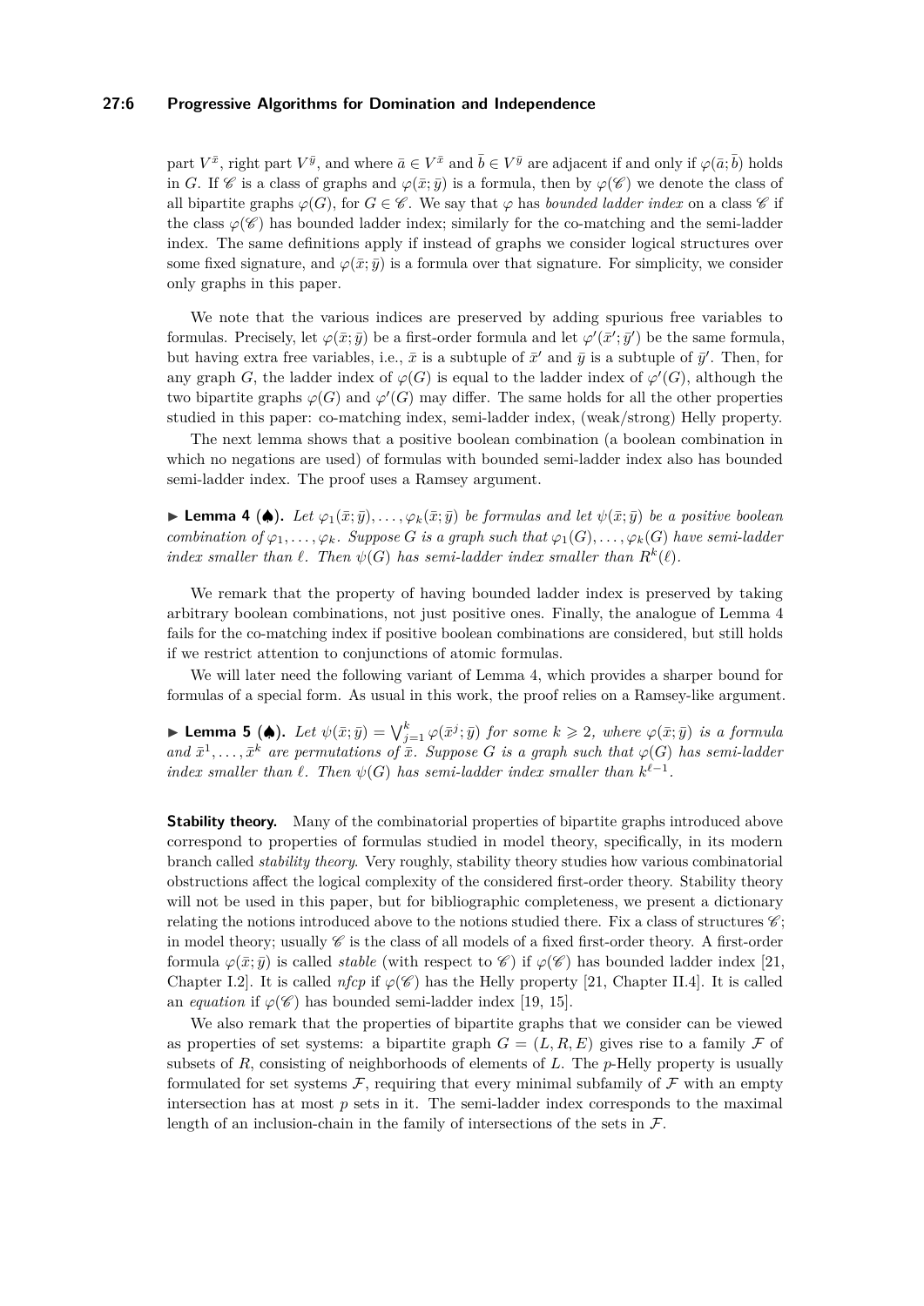part $V^{\bar{x}}$, right part $V^{\bar{y}}$, and where $\bar{a} \in V^{\bar{x}}$ and $\bar{b} \in V^{\bar{y}}$ are adjacent if and only if $\varphi(\bar{a}; \bar{b})$ holds in $G$. If $\mathscr{C}$ is a class of graphs and $\varphi(\bar{x}; \bar{y})$ is a formula, then by $\varphi(\mathscr{C})$ we denote the class of all bipartite graphs $\varphi(G)$, for $G \in \mathscr{C}$. We say that $\varphi$ has *bounded ladder index* on a class $\mathscr{C}$ if the class $\varphi(\mathscr{C})$ has bounded ladder index; similarly for the co-matching and the semi-ladder index. The same definitions apply if instead of graphs we consider logical structures over some fixed signature, and $\varphi(\bar{x}; \bar{y})$ is a formula over that signature. For simplicity, we consider only graphs in this paper.

We note that the various indices are preserved by adding spurious free variables to formulas. Precisely, let $\varphi(\bar{x}; \bar{y})$ be a first-order formula and let $\varphi'(\bar{x}'; \bar{y}')$ be the same formula, but having extra free variables, i.e., $\bar{x}$ is a subtuple of $\bar{x}'$ and $\bar{y}$ is a subtuple of $\bar{y}'$. Then, for any graph $G$, the ladder index of $\varphi(G)$ is equal to the ladder index of $\varphi'(G)$, although the two bipartite graphs $\varphi(G)$ and $\varphi'(G)$ may differ. The same holds for all the other properties studied in this paper: co-matching index, semi-ladder index, (weak/strong) Helly property.

The next lemma shows that a positive boolean combination (a boolean combination in which no negations are used) of formulas with bounded semi-ladder index also has bounded semi-ladder index. The proof uses a Ramsey argument.

▶ **Lemma 4** (♠). *Let $\varphi_1(\bar{x}; \bar{y}), \ldots, \varphi_k(\bar{x}; \bar{y})$ be formulas and let $\psi(\bar{x}; \bar{y})$ be a positive boolean combination of $\varphi_1, \ldots, \varphi_k$. Suppose $G$ is a graph such that $\varphi_1(G), \ldots, \varphi_k(G)$ have semi-ladder index smaller than $\ell$. Then $\psi(G)$ has semi-ladder index smaller than $R^k(\ell)$.*

We remark that the property of having bounded ladder index is preserved by taking arbitrary boolean combinations, not just positive ones. Finally, the analogue of Lemma 4 fails for the co-matching index if positive boolean combinations are considered, but still holds if we restrict attention to conjunctions of atomic formulas.

We will later need the following variant of Lemma 4, which provides a sharper bound for formulas of a special form. As usual in this work, the proof relies on a Ramsey-like argument.

▶ **Lemma 5** (♠). *Let $\psi(\bar{x}; \bar{y}) = \bigvee_{j=1}^{k} \varphi(\bar{x}^j; \bar{y})$ for some $k \geqslant 2$, where $\varphi(\bar{x}; \bar{y})$ is a formula and $\bar{x}^1, \ldots, \bar{x}^k$ are permutations of $\bar{x}$. Suppose $G$ is a graph such that $\varphi(G)$ has semi-ladder index smaller than $\ell$. Then $\psi(G)$ has semi-ladder index smaller than $k^{\ell-1}$.*

**Stability theory.** Many of the combinatorial properties of bipartite graphs introduced above correspond to properties of formulas studied in model theory, specifically, in its modern branch called *stability theory*. Very roughly, stability theory studies how various combinatorial obstructions affect the logical complexity of the considered first-order theory. Stability theory will not be used in this paper, but for bibliographic completeness, we present a dictionary relating the notions introduced above to the notions studied there. Fix a class of structures $\mathscr{C}$; in model theory; usually $\mathscr{C}$ is the class of all models of a fixed first-order theory. A first-order formula $\varphi(\bar{x}; \bar{y})$ is called *stable* (with respect to $\mathscr{C}$) if $\varphi(\mathscr{C})$ has bounded ladder index [21, Chapter I.2]. It is called *nfcp* if $\varphi(\mathscr{C})$ has the Helly property [21, Chapter II.4]. It is called an *equation* if $\varphi(\mathscr{C})$ has bounded semi-ladder index [19, 15].

We also remark that the properties of bipartite graphs that we consider can be viewed as properties of set systems: a bipartite graph $G = (L, R, E)$ gives rise to a family $\mathcal{F}$ of subsets of $R$, consisting of neighborhoods of elements of $L$. The $p$-Helly property is usually formulated for set systems $\mathcal{F}$, requiring that every minimal subfamily of $\mathcal{F}$ with an empty intersection has at most $p$ sets in it. The semi-ladder index corresponds to the maximal length of an inclusion-chain in the family of intersections of the sets in $\mathcal{F}$.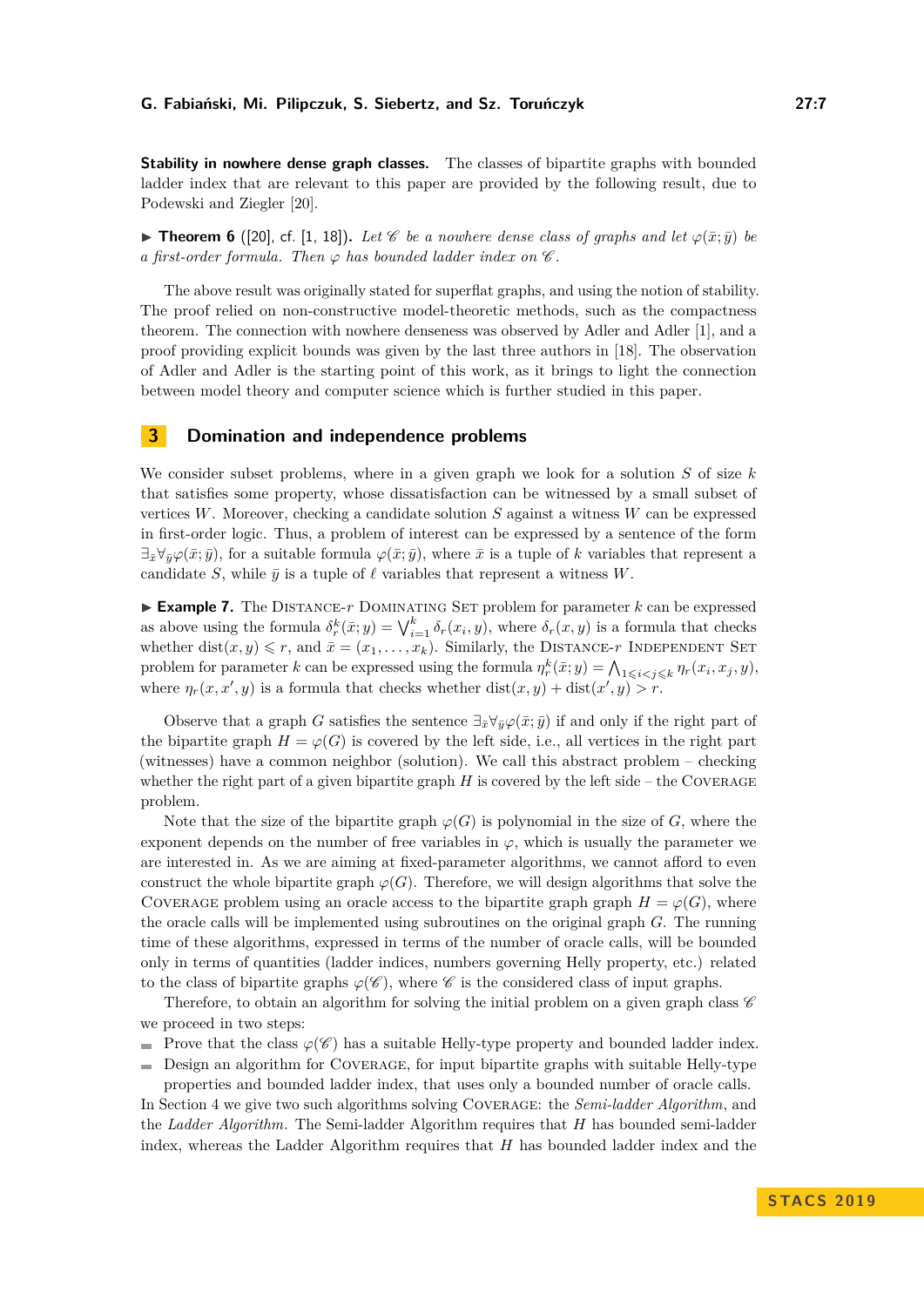**Stability in nowhere dense graph classes.** The classes of bipartite graphs with bounded ladder index that are relevant to this paper are provided by the following result, due to Podewski and Ziegler [20].

▶ **Theorem 6** ([20], cf. [1, 18])**.** *Let $\mathscr{C}$ be a nowhere dense class of graphs and let $\varphi(\bar{x}; \bar{y})$ be a first-order formula. Then $\varphi$ has bounded ladder index on $\mathscr{C}$.*

The above result was originally stated for superflat graphs, and using the notion of stability. The proof relied on non-constructive model-theoretic methods, such as the compactness theorem. The connection with nowhere denseness was observed by Adler and Adler [1], and a proof providing explicit bounds was given by the last three authors in [18]. The observation of Adler and Adler is the starting point of this work, as it brings to light the connection between model theory and computer science which is further studied in this paper.

## 3 Domination and independence problems

We consider subset problems, where in a given graph we look for a solution $S$ of size $k$ that satisfies some property, whose dissatisfaction can be witnessed by a small subset of vertices $W$. Moreover, checking a candidate solution $S$ against a witness $W$ can be expressed in first-order logic. Thus, a problem of interest can be expressed by a sentence of the form $\exists_{\bar{x}} \forall_{\bar{y}} \varphi(\bar{x}; \bar{y})$, for a suitable formula $\varphi(\bar{x}; \bar{y})$, where $\bar{x}$ is a tuple of $k$ variables that represent a candidate $S$, while $\bar{y}$ is a tuple of $\ell$ variables that represent a witness $W$.

▶ **Example 7.** The Distance-$r$ Dominating Set problem for parameter $k$ can be expressed as above using the formula $\delta_r^k(\bar{x}; y) = \bigvee_{i=1}^{k} \delta_r(x_i, y)$, where $\delta_r(x, y)$ is a formula that checks whether $\mathrm{dist}(x, y) \leqslant r$, and $\bar{x} = (x_1, \ldots, x_k)$. Similarly, the Distance-$r$ Independent Set problem for parameter $k$ can be expressed using the formula $\eta_r^k(\bar{x}; y) = \bigwedge_{1 \leqslant i < j \leqslant k} \eta_r(x_i, x_j, y)$, where $\eta_r(x, x', y)$ is a formula that checks whether $\mathrm{dist}(x, y) + \mathrm{dist}(x', y) > r$.

Observe that a graph $G$ satisfies the sentence $\exists_{\bar{x}} \forall_{\bar{y}} \varphi(\bar{x}; \bar{y})$ if and only if the right part of the bipartite graph $H = \varphi(G)$ is covered by the left side, i.e., all vertices in the right part (witnesses) have a common neighbor (solution). We call this abstract problem – checking whether the right part of a given bipartite graph $H$ is covered by the left side – the Coverage problem.

Note that the size of the bipartite graph $\varphi(G)$ is polynomial in the size of $G$, where the exponent depends on the number of free variables in $\varphi$, which is usually the parameter we are interested in. As we are aiming at fixed-parameter algorithms, we cannot afford to even construct the whole bipartite graph $\varphi(G)$. Therefore, we will design algorithms that solve the Coverage problem using an oracle access to the bipartite graph $H = \varphi(G)$, where the oracle calls will be implemented using subroutines on the original graph $G$. The running time of these algorithms, expressed in terms of the number of oracle calls, will be bounded only in terms of quantities (ladder indices, numbers governing Helly property, etc.) related to the class of bipartite graphs $\varphi(\mathscr{C})$, where $\mathscr{C}$ is the considered class of input graphs.

Therefore, to obtain an algorithm for solving the initial problem on a given graph class $\mathscr{C}$ we proceed in two steps:

- Prove that the class $\varphi(\mathscr{C})$ has a suitable Helly-type property and bounded ladder index.
- Design an algorithm for Coverage, for input bipartite graphs with suitable Helly-type properties and bounded ladder index, that uses only a bounded number of oracle calls.

In Section 4 we give two such algorithms solving Coverage: the *Semi-ladder Algorithm*, and the *Ladder Algorithm*. The Semi-ladder Algorithm requires that $H$ has bounded semi-ladder index, whereas the Ladder Algorithm requires that $H$ has bounded ladder index and the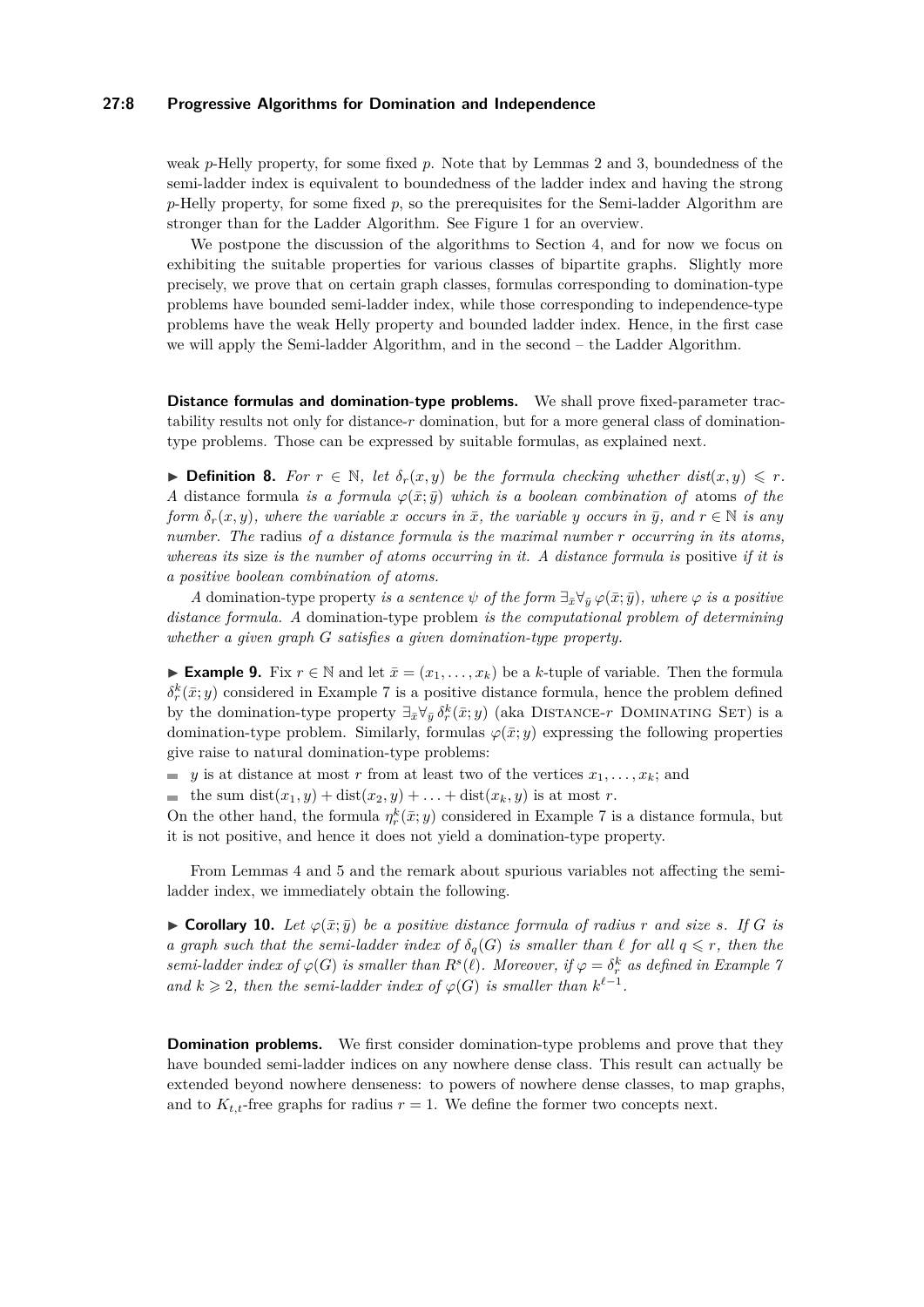weak $p$-Helly property, for some fixed $p$. Note that by Lemmas 2 and 3, boundedness of the semi-ladder index is equivalent to boundedness of the ladder index and having the strong $p$-Helly property, for some fixed $p$, so the prerequisites for the Semi-ladder Algorithm are stronger than for the Ladder Algorithm. See Figure 1 for an overview.

We postpone the discussion of the algorithms to Section 4, and for now we focus on exhibiting the suitable properties for various classes of bipartite graphs. Slightly more precisely, we prove that on certain graph classes, formulas corresponding to domination-type problems have bounded semi-ladder index, while those corresponding to independence-type problems have the weak Helly property and bounded ladder index. Hence, in the first case we will apply the Semi-ladder Algorithm, and in the second – the Ladder Algorithm.

**Distance formulas and domination-type problems.** We shall prove fixed-parameter tractability results not only for distance-$r$ domination, but for a more general class of domination-type problems. Those can be expressed by suitable formulas, as explained next.

▶ **Definition 8.** *For $r \in \mathbb{N}$, let $\delta_r(x, y)$ be the formula checking whether $\mathrm{dist}(x, y) \leqslant r$. A* distance formula *is a formula $\varphi(\bar{x}; \bar{y})$ which is a boolean combination of* atoms *of the form $\delta_r(x, y)$, where the variable $x$ occurs in $\bar{x}$, the variable $y$ occurs in $\bar{y}$, and $r \in \mathbb{N}$ is any number. The* radius *of a distance formula is the maximal number $r$ occurring in its atoms, whereas its* size *is the number of atoms occurring in it. A distance formula is* positive *if it is a positive boolean combination of atoms.*

*A* domination-type property *is a sentence $\psi$ of the form $\exists_{\bar{x}} \forall_{\bar{y}}\, \varphi(\bar{x}; \bar{y})$, where $\varphi$ is a positive distance formula. A* domination-type problem *is the computational problem of determining whether a given graph $G$ satisfies a given domination-type property.*

▶ **Example 9.** Fix $r \in \mathbb{N}$ and let $\bar{x} = (x_1, \ldots, x_k)$ be a $k$-tuple of variable. Then the formula $\delta^k_r(\bar{x}; y)$ considered in Example 7 is a positive distance formula, hence the problem defined by the domination-type property $\exists_{\bar{x}} \forall_{\bar{y}}\, \delta^k_r(\bar{x}; y)$ (aka Distance-$r$ Dominating Set) is a domination-type problem. Similarly, formulas $\varphi(\bar{x}; y)$ expressing the following properties give raise to natural domination-type problems:

- $y$ is at distance at most $r$ from at least two of the vertices $x_1, \ldots, x_k$; and
- the sum $\mathrm{dist}(x_1, y) + \mathrm{dist}(x_2, y) + \ldots + \mathrm{dist}(x_k, y)$ is at most $r$.

On the other hand, the formula $\eta^k_r(\bar{x}; y)$ considered in Example 7 is a distance formula, but it is not positive, and hence it does not yield a domination-type property.

From Lemmas 4 and 5 and the remark about spurious variables not affecting the semi-ladder index, we immediately obtain the following.

▶ **Corollary 10.** *Let $\varphi(\bar{x}; \bar{y})$ be a positive distance formula of radius $r$ and size $s$. If $G$ is a graph such that the semi-ladder index of $\delta_q(G)$ is smaller than $\ell$ for all $q \leqslant r$, then the semi-ladder index of $\varphi(G)$ is smaller than $R^s(\ell)$. Moreover, if $\varphi = \delta^k_r$ as defined in Example 7 and $k \geqslant 2$, then the semi-ladder index of $\varphi(G)$ is smaller than $k^{\ell-1}$.*

**Domination problems.** We first consider domination-type problems and prove that they have bounded semi-ladder indices on any nowhere dense class. This result can actually be extended beyond nowhere denseness: to powers of nowhere dense classes, to map graphs, and to $K_{t,t}$-free graphs for radius $r = 1$. We define the former two concepts next.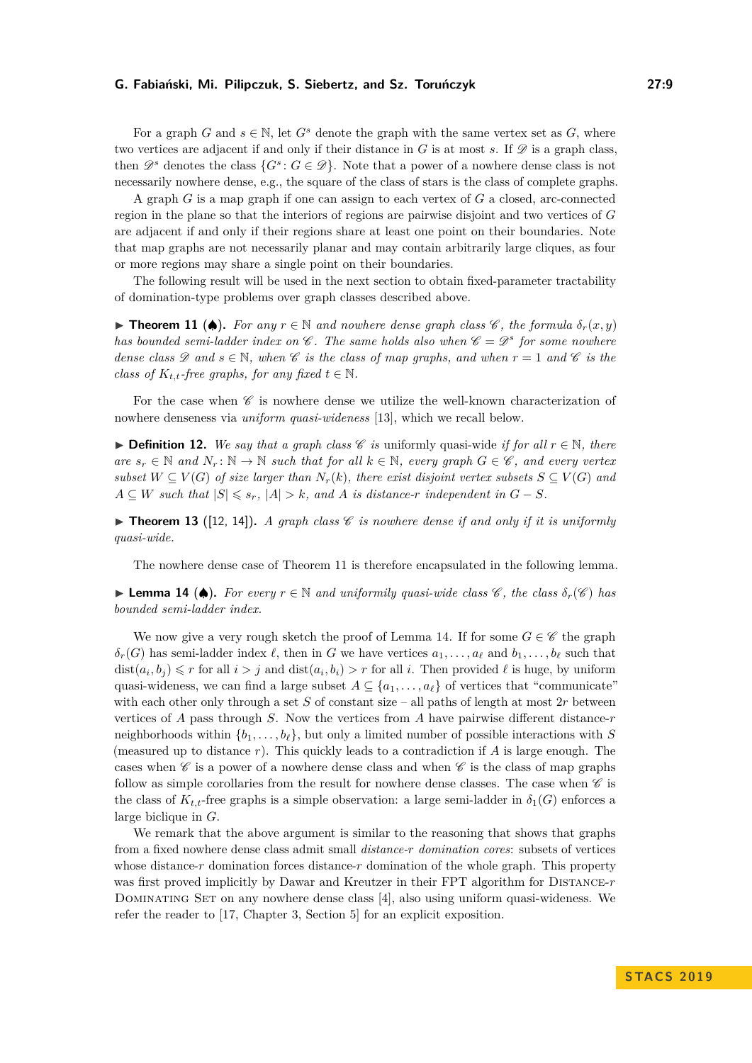For a graph $G$ and $s \in \mathbb{N}$, let $G^s$ denote the graph with the same vertex set as $G$, where two vertices are adjacent if and only if their distance in $G$ is at most $s$. If $\mathscr{D}$ is a graph class, then $\mathscr{D}^s$ denotes the class $\{G^s : G \in \mathscr{D}\}$. Note that a power of a nowhere dense class is not necessarily nowhere dense, e.g., the square of the class of stars is the class of complete graphs.

A graph $G$ is a map graph if one can assign to each vertex of $G$ a closed, arc-connected region in the plane so that the interiors of regions are pairwise disjoint and two vertices of $G$ are adjacent if and only if their regions share at least one point on their boundaries. Note that map graphs are not necessarily planar and may contain arbitrarily large cliques, as four or more regions may share a single point on their boundaries.

The following result will be used in the next section to obtain fixed-parameter tractability of domination-type problems over graph classes described above.

▶ **Theorem 11** (♠). *For any $r \in \mathbb{N}$ and nowhere dense graph class $\mathscr{C}$, the formula $\delta_r(x, y)$ has bounded semi-ladder index on $\mathscr{C}$. The same holds also when $\mathscr{C} = \mathscr{D}^s$ for some nowhere dense class $\mathscr{D}$ and $s \in \mathbb{N}$, when $\mathscr{C}$ is the class of map graphs, and when $r = 1$ and $\mathscr{C}$ is the class of $K_{t,t}$-free graphs, for any fixed $t \in \mathbb{N}$.*

For the case when $\mathscr{C}$ is nowhere dense we utilize the well-known characterization of nowhere denseness via *uniform quasi-wideness* [13], which we recall below.

▶ **Definition 12.** *We say that a graph class $\mathscr{C}$ is* uniformly quasi-wide *if for all $r \in \mathbb{N}$, there are $s_r \in \mathbb{N}$ and $N_r : \mathbb{N} \to \mathbb{N}$ such that for all $k \in \mathbb{N}$, every graph $G \in \mathscr{C}$, and every vertex subset $W \subseteq V(G)$ of size larger than $N_r(k)$, there exist disjoint vertex subsets $S \subseteq V(G)$ and $A \subseteq W$ such that $|S| \leqslant s_r$, $|A| > k$, and $A$ is distance-$r$ independent in $G - S$.*

▶ **Theorem 13** ([12, 14]). *A graph class $\mathscr{C}$ is nowhere dense if and only if it is uniformly quasi-wide.*

The nowhere dense case of Theorem 11 is therefore encapsulated in the following lemma.

▶ **Lemma 14** (♠). *For every $r \in \mathbb{N}$ and uniformily quasi-wide class $\mathscr{C}$, the class $\delta_r(\mathscr{C})$ has bounded semi-ladder index.*

We now give a very rough sketch the proof of Lemma 14. If for some $G \in \mathscr{C}$ the graph $\delta_r(G)$ has semi-ladder index $\ell$, then in $G$ we have vertices $a_1, \ldots, a_\ell$ and $b_1, \ldots, b_\ell$ such that $\mathrm{dist}(a_i, b_j) \leqslant r$ for all $i > j$ and $\mathrm{dist}(a_i, b_i) > r$ for all $i$. Then provided $\ell$ is huge, by uniform quasi-wideness, we can find a large subset $A \subseteq \{a_1, \ldots, a_\ell\}$ of vertices that "communicate" with each other only through a set $S$ of constant size – all paths of length at most $2r$ between vertices of $A$ pass through $S$. Now the vertices from $A$ have pairwise different distance-$r$ neighborhoods within $\{b_1, \ldots, b_\ell\}$, but only a limited number of possible interactions with $S$ (measured up to distance $r$). This quickly leads to a contradiction if $A$ is large enough. The cases when $\mathscr{C}$ is a power of a nowhere dense class and when $\mathscr{C}$ is the class of map graphs follow as simple corollaries from the result for nowhere dense classes. The case when $\mathscr{C}$ is the class of $K_{t,t}$-free graphs is a simple observation: a large semi-ladder in $\delta_1(G)$ enforces a large biclique in $G$.

We remark that the above argument is similar to the reasoning that shows that graphs from a fixed nowhere dense class admit small *distance-$r$ domination cores*: subsets of vertices whose distance-$r$ domination forces distance-$r$ domination of the whole graph. This property was first proved implicitly by Dawar and Kreutzer in their FPT algorithm for Distance-$r$ Dominating Set on any nowhere dense class [4], also using uniform quasi-wideness. We refer the reader to [17, Chapter 3, Section 5] for an explicit exposition.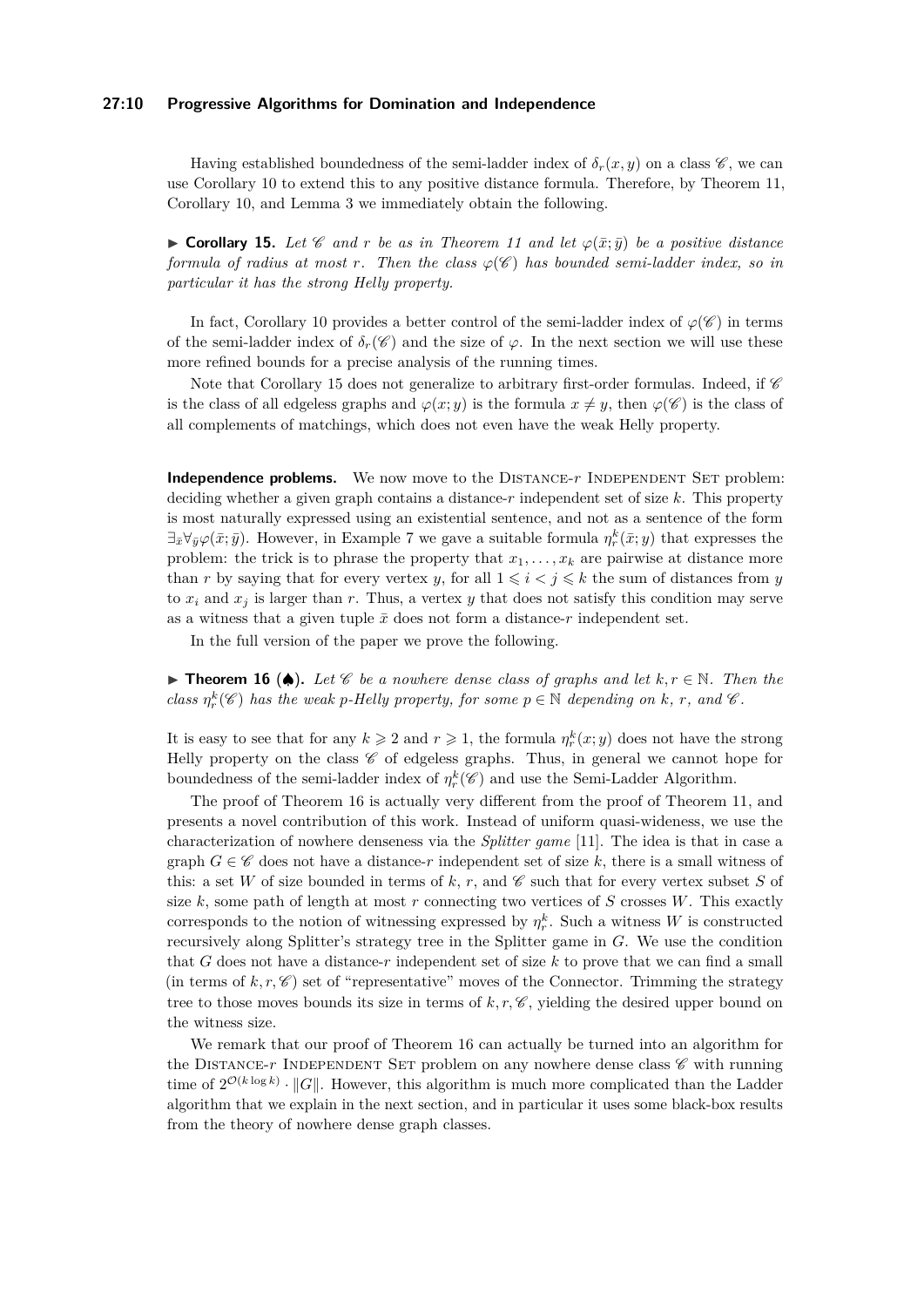Having established boundedness of the semi-ladder index of $\delta_r(x, y)$ on a class $\mathscr{C}$, we can use Corollary 10 to extend this to any positive distance formula. Therefore, by Theorem 11, Corollary 10, and Lemma 3 we immediately obtain the following.

▶ **Corollary 15.** *Let $\mathscr{C}$ and $r$ be as in Theorem 11 and let $\varphi(\bar{x}; \bar{y})$ be a positive distance formula of radius at most $r$. Then the class $\varphi(\mathscr{C})$ has bounded semi-ladder index, so in particular it has the strong Helly property.*

In fact, Corollary 10 provides a better control of the semi-ladder index of $\varphi(\mathscr{C})$ in terms of the semi-ladder index of $\delta_r(\mathscr{C})$ and the size of $\varphi$. In the next section we will use these more refined bounds for a precise analysis of the running times.

Note that Corollary 15 does not generalize to arbitrary first-order formulas. Indeed, if $\mathscr{C}$ is the class of all edgeless graphs and $\varphi(x; y)$ is the formula $x \neq y$, then $\varphi(\mathscr{C})$ is the class of all complements of matchings, which does not even have the weak Helly property.

**Independence problems.** We now move to the Distance-$r$ Independent Set problem: deciding whether a given graph contains a distance-$r$ independent set of size $k$. This property is most naturally expressed using an existential sentence, and not as a sentence of the form $\exists_{\bar{x}} \forall_{\bar{y}} \varphi(\bar{x}; \bar{y})$. However, in Example 7 we gave a suitable formula $\eta_r^k(\bar{x}; y)$ that expresses the problem: the trick is to phrase the property that $x_1, \ldots, x_k$ are pairwise at distance more than $r$ by saying that for every vertex $y$, for all $1 \leqslant i < j \leqslant k$ the sum of distances from $y$ to $x_i$ and $x_j$ is larger than $r$. Thus, a vertex $y$ that does not satisfy this condition may serve as a witness that a given tuple $\bar{x}$ does not form a distance-$r$ independent set.

In the full version of the paper we prove the following.

▶ **Theorem 16** (♠). *Let $\mathscr{C}$ be a nowhere dense class of graphs and let $k, r \in \mathbb{N}$. Then the class $\eta_r^k(\mathscr{C})$ has the weak $p$-Helly property, for some $p \in \mathbb{N}$ depending on $k$, $r$, and $\mathscr{C}$.*

It is easy to see that for any $k \geqslant 2$ and $r \geqslant 1$, the formula $\eta_r^k(x; y)$ does not have the strong Helly property on the class $\mathscr{C}$ of edgeless graphs. Thus, in general we cannot hope for boundedness of the semi-ladder index of $\eta_r^k(\mathscr{C})$ and use the Semi-Ladder Algorithm.

The proof of Theorem 16 is actually very different from the proof of Theorem 11, and presents a novel contribution of this work. Instead of uniform quasi-wideness, we use the characterization of nowhere denseness via the *Splitter game* [11]. The idea is that in case a graph $G \in \mathscr{C}$ does not have a distance-$r$ independent set of size $k$, there is a small witness of this: a set $W$ of size bounded in terms of $k$, $r$, and $\mathscr{C}$ such that for every vertex subset $S$ of size $k$, some path of length at most $r$ connecting two vertices of $S$ crosses $W$. This exactly corresponds to the notion of witnessing expressed by $\eta_r^k$. Such a witness $W$ is constructed recursively along Splitter's strategy tree in the Splitter game in $G$. We use the condition that $G$ does not have a distance-$r$ independent set of size $k$ to prove that we can find a small (in terms of $k, r, \mathscr{C}$) set of "representative" moves of the Connector. Trimming the strategy tree to those moves bounds its size in terms of $k, r, \mathscr{C}$, yielding the desired upper bound on the witness size.

We remark that our proof of Theorem 16 can actually be turned into an algorithm for the Distance-$r$ Independent Set problem on any nowhere dense class $\mathscr{C}$ with running time of $2^{\mathcal{O}(k \log k)} \cdot \|G\|$. However, this algorithm is much more complicated than the Ladder algorithm that we explain in the next section, and in particular it uses some black-box results from the theory of nowhere dense graph classes.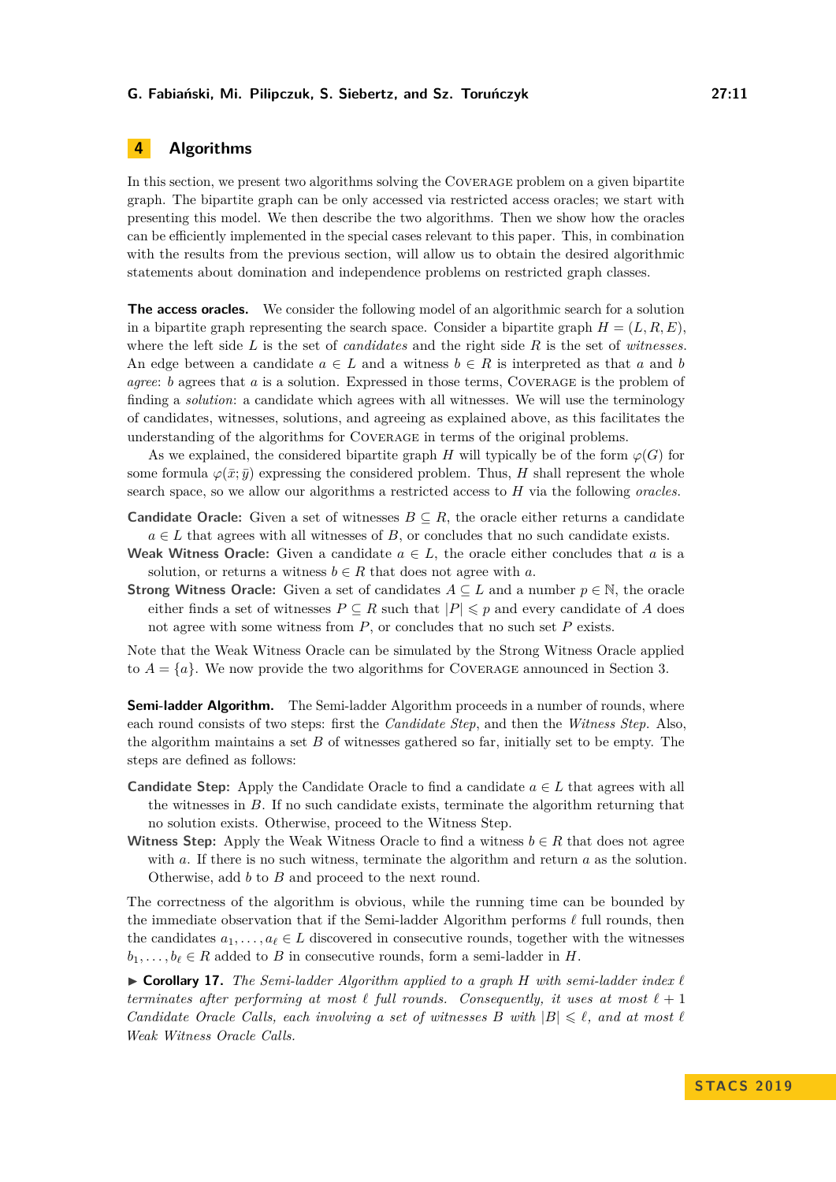## 4 Algorithms

In this section, we present two algorithms solving the Coverage problem on a given bipartite graph. The bipartite graph can be only accessed via restricted access oracles; we start with presenting this model. We then describe the two algorithms. Then we show how the oracles can be efficiently implemented in the special cases relevant to this paper. This, in combination with the results from the previous section, will allow us to obtain the desired algorithmic statements about domination and independence problems on restricted graph classes.

**The access oracles.** We consider the following model of an algorithmic search for a solution in a bipartite graph representing the search space. Consider a bipartite graph $H = (L, R, E)$, where the left side $L$ is the set of *candidates* and the right side $R$ is the set of *witnesses*. An edge between a candidate $a \in L$ and a witness $b \in R$ is interpreted as that $a$ and $b$ *agree*: $b$ agrees that $a$ is a solution. Expressed in those terms, Coverage is the problem of finding a *solution*: a candidate which agrees with all witnesses. We will use the terminology of candidates, witnesses, solutions, and agreeing as explained above, as this facilitates the understanding of the algorithms for Coverage in terms of the original problems.

As we explained, the considered bipartite graph $H$ will typically be of the form $\varphi(G)$ for some formula $\varphi(\bar{x}; \bar{y})$ expressing the considered problem. Thus, $H$ shall represent the whole search space, so we allow our algorithms a restricted access to $H$ via the following *oracles*.

**Candidate Oracle:** Given a set of witnesses $B \subseteq R$, the oracle either returns a candidate $a \in L$ that agrees with all witnesses of $B$, or concludes that no such candidate exists.

**Weak Witness Oracle:** Given a candidate $a \in L$, the oracle either concludes that $a$ is a solution, or returns a witness $b \in R$ that does not agree with $a$.

**Strong Witness Oracle:** Given a set of candidates $A \subseteq L$ and a number $p \in \mathbb{N}$, the oracle either finds a set of witnesses $P \subseteq R$ such that $|P| \leqslant p$ and every candidate of $A$ does not agree with some witness from $P$, or concludes that no such set $P$ exists.

Note that the Weak Witness Oracle can be simulated by the Strong Witness Oracle applied to $A = \{a\}$. We now provide the two algorithms for Coverage announced in Section 3.

**Semi-ladder Algorithm.** The Semi-ladder Algorithm proceeds in a number of rounds, where each round consists of two steps: first the *Candidate Step*, and then the *Witness Step*. Also, the algorithm maintains a set $B$ of witnesses gathered so far, initially set to be empty. The steps are defined as follows:

**Candidate Step:** Apply the Candidate Oracle to find a candidate $a \in L$ that agrees with all the witnesses in $B$. If no such candidate exists, terminate the algorithm returning that no solution exists. Otherwise, proceed to the Witness Step.

**Witness Step:** Apply the Weak Witness Oracle to find a witness $b \in R$ that does not agree with $a$. If there is no such witness, terminate the algorithm and return $a$ as the solution. Otherwise, add $b$ to $B$ and proceed to the next round.

The correctness of the algorithm is obvious, while the running time can be bounded by the immediate observation that if the Semi-ladder Algorithm performs $\ell$ full rounds, then the candidates $a_1, \ldots, a_\ell \in L$ discovered in consecutive rounds, together with the witnesses $b_1, \ldots, b_\ell \in R$ added to $B$ in consecutive rounds, form a semi-ladder in $H$.

▶ **Corollary 17.** *The Semi-ladder Algorithm applied to a graph $H$ with semi-ladder index $\ell$ terminates after performing at most $\ell$ full rounds. Consequently, it uses at most $\ell + 1$ Candidate Oracle Calls, each involving a set of witnesses $B$ with $|B| \leqslant \ell$, and at most $\ell$ Weak Witness Oracle Calls.*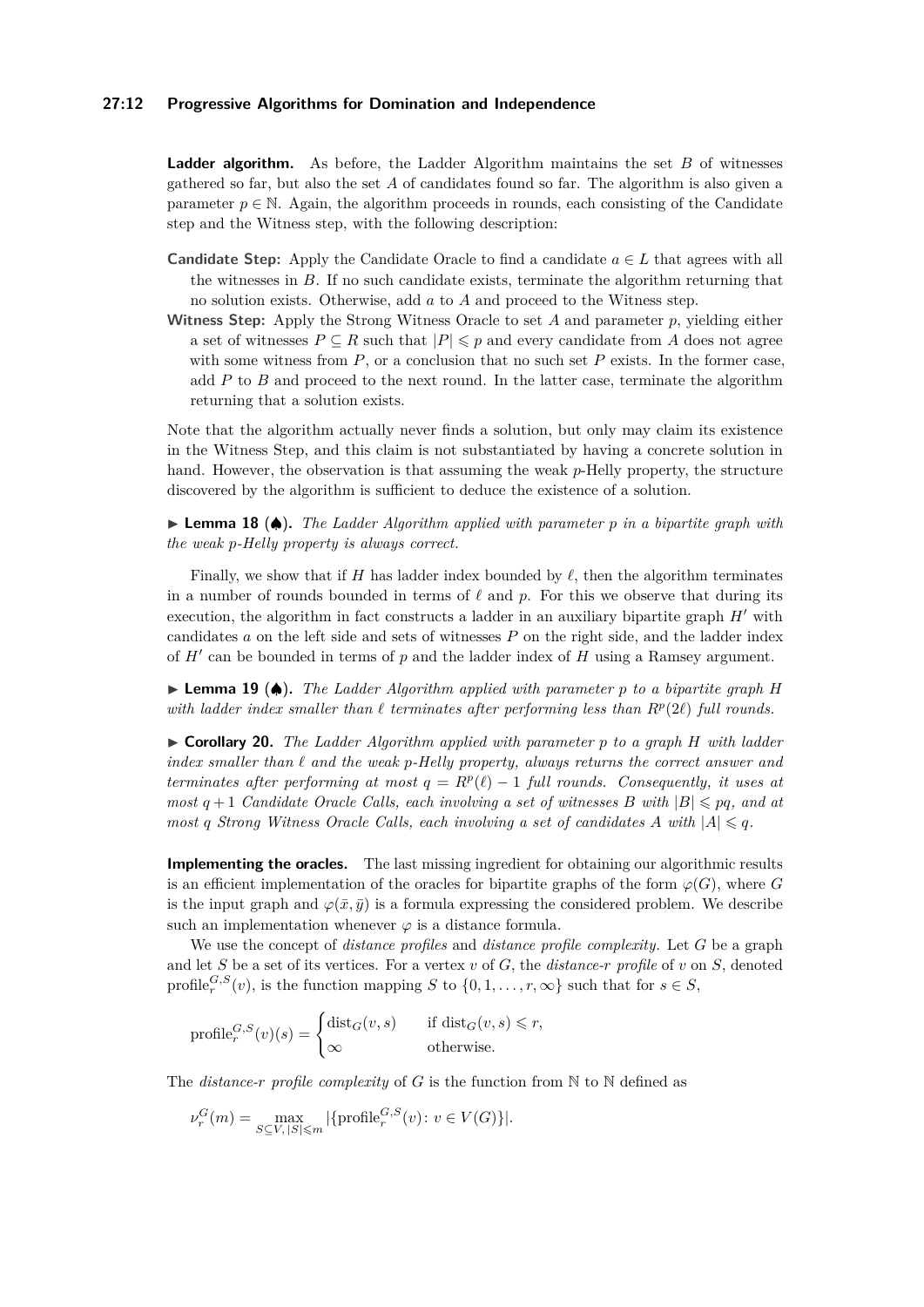**Ladder algorithm.** As before, the Ladder Algorithm maintains the set $B$ of witnesses gathered so far, but also the set $A$ of candidates found so far. The algorithm is also given a parameter $p \in \mathbb{N}$. Again, the algorithm proceeds in rounds, each consisting of the Candidate step and the Witness step, with the following description:

**Candidate Step:** Apply the Candidate Oracle to find a candidate $a \in L$ that agrees with all the witnesses in $B$. If no such candidate exists, terminate the algorithm returning that no solution exists. Otherwise, add $a$ to $A$ and proceed to the Witness step.

**Witness Step:** Apply the Strong Witness Oracle to set $A$ and parameter $p$, yielding either a set of witnesses $P \subseteq R$ such that $|P| \leqslant p$ and every candidate from $A$ does not agree with some witness from $P$, or a conclusion that no such set $P$ exists. In the former case, add $P$ to $B$ and proceed to the next round. In the latter case, terminate the algorithm returning that a solution exists.

Note that the algorithm actually never finds a solution, but only may claim its existence in the Witness Step, and this claim is not substantiated by having a concrete solution in hand. However, the observation is that assuming the weak $p$-Helly property, the structure discovered by the algorithm is sufficient to deduce the existence of a solution.

▶ **Lemma 18** (♠). *The Ladder Algorithm applied with parameter $p$ in a bipartite graph with the weak $p$-Helly property is always correct.*

Finally, we show that if $H$ has ladder index bounded by $\ell$, then the algorithm terminates in a number of rounds bounded in terms of $\ell$ and $p$. For this we observe that during its execution, the algorithm in fact constructs a ladder in an auxiliary bipartite graph $H'$ with candidates $a$ on the left side and sets of witnesses $P$ on the right side, and the ladder index of $H'$ can be bounded in terms of $p$ and the ladder index of $H$ using a Ramsey argument.

▶ **Lemma 19** (♠). *The Ladder Algorithm applied with parameter $p$ to a bipartite graph $H$ with ladder index smaller than $\ell$ terminates after performing less than $R^p(2\ell)$ full rounds.*

▶ **Corollary 20.** *The Ladder Algorithm applied with parameter $p$ to a graph $H$ with ladder index smaller than $\ell$ and the weak $p$-Helly property, always returns the correct answer and terminates after performing at most $q = R^p(\ell) - 1$ full rounds. Consequently, it uses at most $q+1$ Candidate Oracle Calls, each involving a set of witnesses $B$ with $|B| \leqslant pq$, and at most $q$ Strong Witness Oracle Calls, each involving a set of candidates $A$ with $|A| \leqslant q$.*

**Implementing the oracles.** The last missing ingredient for obtaining our algorithmic results is an efficient implementation of the oracles for bipartite graphs of the form $\varphi(G)$, where $G$ is the input graph and $\varphi(\bar{x}, \bar{y})$ is a formula expressing the considered problem. We describe such an implementation whenever $\varphi$ is a distance formula.

We use the concept of *distance profiles* and *distance profile complexity*. Let $G$ be a graph and let $S$ be a set of its vertices. For a vertex $v$ of $G$, the *distance-$r$ profile* of $v$ on $S$, denoted $\mathrm{profile}_r^{G,S}(v)$, is the function mapping $S$ to $\{0, 1, \ldots, r, \infty\}$ such that for $s \in S$,

$$\mathrm{profile}_r^{G,S}(v)(s) = \begin{cases} \mathrm{dist}_G(v,s) & \text{if } \mathrm{dist}_G(v,s) \leqslant r, \\ \infty & \text{otherwise.} \end{cases}$$

The *distance-$r$ profile complexity* of $G$ is the function from $\mathbb{N}$ to $\mathbb{N}$ defined as

$$\nu_r^G(m) = \max_{S \subseteq V,\, |S| \leqslant m} |\{\mathrm{profile}_r^{G,S}(v) \colon v \in V(G)\}|.$$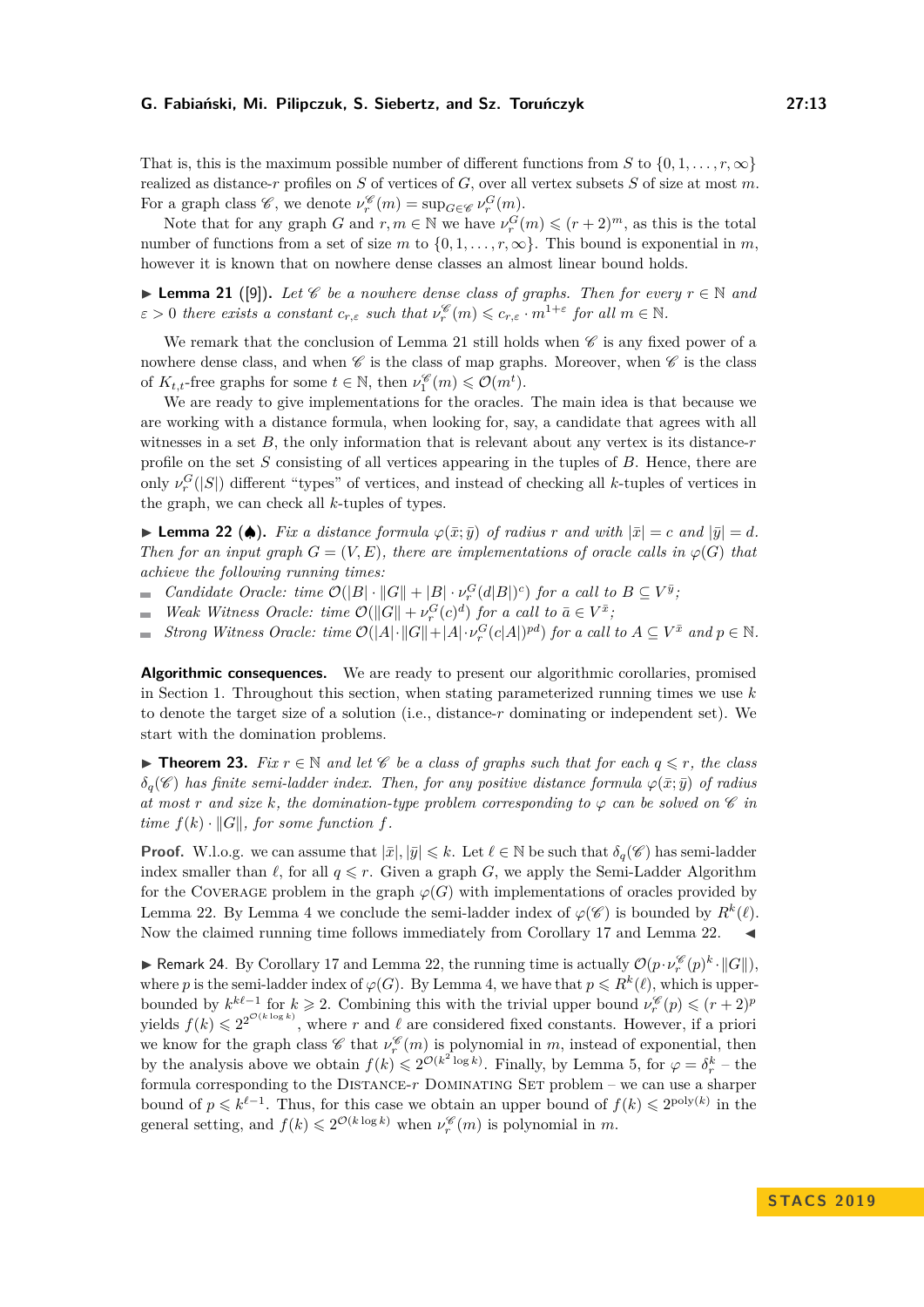That is, this is the maximum possible number of different functions from $S$ to $\{0, 1, \ldots, r, \infty\}$ realized as distance-$r$ profiles on $S$ of vertices of $G$, over all vertex subsets $S$ of size at most $m$. For a graph class $\mathscr{C}$, we denote $\nu_r^{\mathscr{C}}(m) = \sup_{G \in \mathscr{C}} \nu_r^G(m)$.

Note that for any graph $G$ and $r, m \in \mathbb{N}$ we have $\nu_r^G(m) \leqslant (r+2)^m$, as this is the total number of functions from a set of size $m$ to $\{0, 1, \ldots, r, \infty\}$. This bound is exponential in $m$, however it is known that on nowhere dense classes an almost linear bound holds.

▶ **Lemma 21** ([9]). *Let $\mathscr{C}$ be a nowhere dense class of graphs. Then for every $r \in \mathbb{N}$ and $\varepsilon > 0$ there exists a constant $c_{r,\varepsilon}$ such that $\nu_r^{\mathscr{C}}(m) \leqslant c_{r,\varepsilon} \cdot m^{1+\varepsilon}$ for all $m \in \mathbb{N}$.*

We remark that the conclusion of Lemma 21 still holds when $\mathscr{C}$ is any fixed power of a nowhere dense class, and when $\mathscr{C}$ is the class of map graphs. Moreover, when $\mathscr{C}$ is the class of $K_{t,t}$-free graphs for some $t \in \mathbb{N}$, then $\nu_1^{\mathscr{C}}(m) \leqslant \mathcal{O}(m^t)$.

We are ready to give implementations for the oracles. The main idea is that because we are working with a distance formula, when looking for, say, a candidate that agrees with all witnesses in a set $B$, the only information that is relevant about any vertex is its distance-$r$ profile on the set $S$ consisting of all vertices appearing in the tuples of $B$. Hence, there are only $\nu_r^G(|S|)$ different "types" of vertices, and instead of checking all $k$-tuples of vertices in the graph, we can check all $k$-tuples of types.

▶ **Lemma 22** (♠). *Fix a distance formula $\varphi(\bar{x}; \bar{y})$ of radius $r$ and with $|\bar{x}| = c$ and $|\bar{y}| = d$. Then for an input graph $G = (V, E)$, there are implementations of oracle calls in $\varphi(G)$ that achieve the following running times:*

- *Candidate Oracle: time $\mathcal{O}(|B| \cdot \|G\| + |B| \cdot \nu_r^G(d|B|)^c)$ for a call to $B \subseteq V^{\bar{y}}$;*
- *Weak Witness Oracle: time $\mathcal{O}(\|G\| + \nu_r^G(c)^d)$ for a call to $\bar{a} \in V^{\bar{x}}$;*
- *Strong Witness Oracle: time $\mathcal{O}(|A| \cdot \|G\| + |A| \cdot \nu_r^G(c|A|)^{pd})$ for a call to $A \subseteq V^{\bar{x}}$ and $p \in \mathbb{N}$.*

**Algorithmic consequences.** We are ready to present our algorithmic corollaries, promised in Section 1. Throughout this section, when stating parameterized running times we use $k$ to denote the target size of a solution (i.e., distance-$r$ dominating or independent set). We start with the domination problems.

▶ **Theorem 23.** *Fix $r \in \mathbb{N}$ and let $\mathscr{C}$ be a class of graphs such that for each $q \leqslant r$, the class $\delta_q(\mathscr{C})$ has finite semi-ladder index. Then, for any positive distance formula $\varphi(\bar{x}; \bar{y})$ of radius at most $r$ and size $k$, the domination-type problem corresponding to $\varphi$ can be solved on $\mathscr{C}$ in time $f(k) \cdot \|G\|$, for some function $f$.*

**Proof.** W.l.o.g. we can assume that $|\bar{x}|, |\bar{y}| \leqslant k$. Let $\ell \in \mathbb{N}$ be such that $\delta_q(\mathscr{C})$ has semi-ladder index smaller than $\ell$, for all $q \leqslant r$. Given a graph $G$, we apply the Semi-Ladder Algorithm for the Coverage problem in the graph $\varphi(G)$ with implementations of oracles provided by Lemma 22. By Lemma 4 we conclude the semi-ladder index of $\varphi(\mathscr{C})$ is bounded by $R^k(\ell)$. Now the claimed running time follows immediately from Corollary 17 and Lemma 22. ◀

▶ Remark 24. By Corollary 17 and Lemma 22, the running time is actually $\mathcal{O}(p \cdot \nu_r^{\mathscr{C}}(p)^k \cdot \|G\|)$, where $p$ is the semi-ladder index of $\varphi(G)$. By Lemma 4, we have that $p \leqslant R^k(\ell)$, which is upper-bounded by $k^{k\ell-1}$ for $k \geqslant 2$. Combining this with the trivial upper bound $\nu_r^{\mathscr{C}}(p) \leqslant (r+2)^p$ yields $f(k) \leqslant 2^{2^{\mathcal{O}(k \log k)}}$, where $r$ and $\ell$ are considered fixed constants. However, if a priori we know for the graph class $\mathscr{C}$ that $\nu_r^{\mathscr{C}}(m)$ is polynomial in $m$, instead of exponential, then by the analysis above we obtain $f(k) \leqslant 2^{\mathcal{O}(k^2 \log k)}$. Finally, by Lemma 5, for $\varphi = \delta_r^k$ – the formula corresponding to the Distance-$r$ Dominating Set problem – we can use a sharper bound of $p \leqslant k^{\ell-1}$. Thus, for this case we obtain an upper bound of $f(k) \leqslant 2^{\mathrm{poly}(k)}$ in the general setting, and $f(k) \leqslant 2^{\mathcal{O}(k \log k)}$ when $\nu_r^{\mathscr{C}}(m)$ is polynomial in $m$.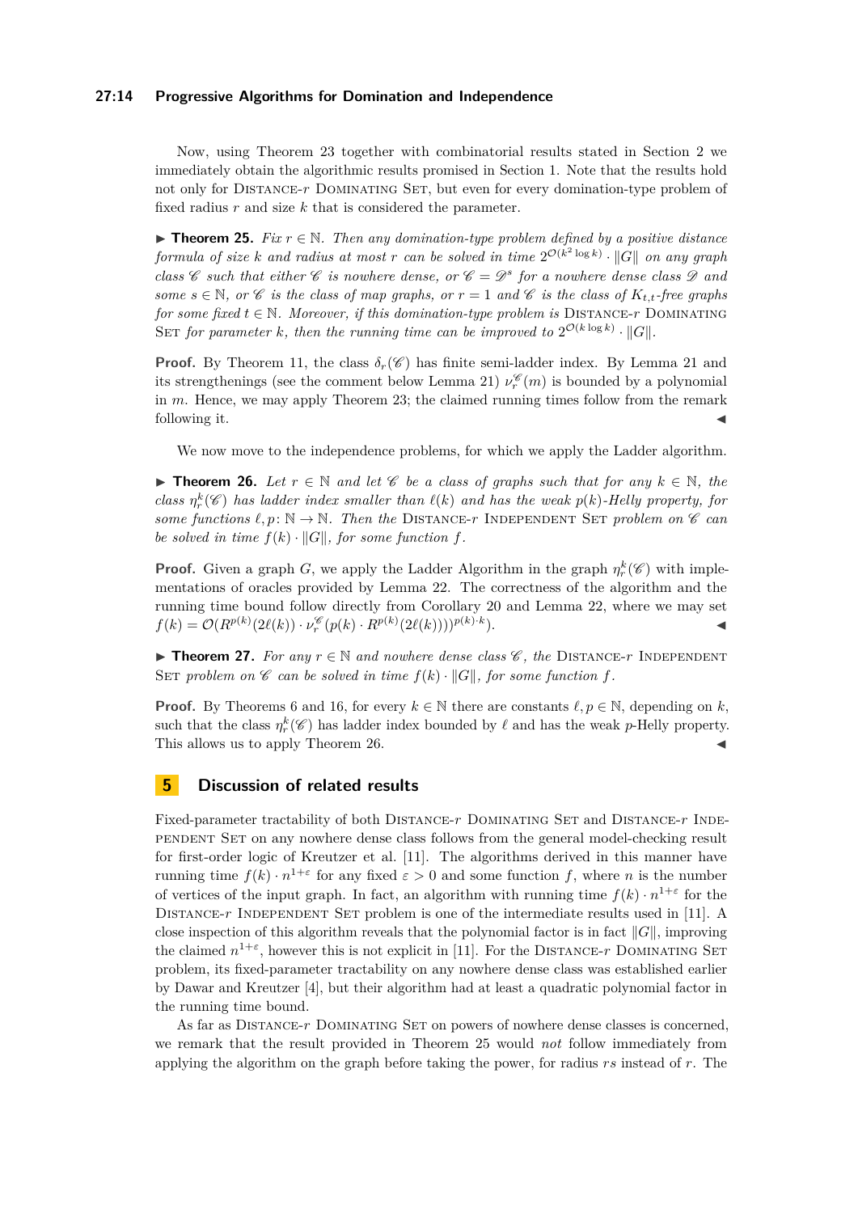Now, using Theorem 23 together with combinatorial results stated in Section 2 we immediately obtain the algorithmic results promised in Section 1. Note that the results hold not only for Distance-$r$ Dominating Set, but even for every domination-type problem of fixed radius $r$ and size $k$ that is considered the parameter.

▶ **Theorem 25.** *Fix $r \in \mathbb{N}$. Then any domination-type problem defined by a positive distance formula of size $k$ and radius at most $r$ can be solved in time $2^{\mathcal{O}(k^2 \log k)} \cdot \|G\|$ on any graph class $\mathscr{C}$ such that either $\mathscr{C}$ is nowhere dense, or $\mathscr{C} = \mathscr{D}^s$ for a nowhere dense class $\mathscr{D}$ and some $s \in \mathbb{N}$, or $\mathscr{C}$ is the class of map graphs, or $r = 1$ and $\mathscr{C}$ is the class of $K_{t,t}$-free graphs for some fixed $t \in \mathbb{N}$. Moreover, if this domination-type problem is* Distance-$r$ Dominating Set *for parameter $k$, then the running time can be improved to $2^{\mathcal{O}(k \log k)} \cdot \|G\|$.*

**Proof.** By Theorem 11, the class $\delta_r(\mathscr{C})$ has finite semi-ladder index. By Lemma 21 and its strengthenings (see the comment below Lemma 21) $\nu_r^{\mathscr{C}}(m)$ is bounded by a polynomial in $m$. Hence, we may apply Theorem 23; the claimed running times follow from the remark following it. ◀

We now move to the independence problems, for which we apply the Ladder algorithm.

▶ **Theorem 26.** *Let $r \in \mathbb{N}$ and let $\mathscr{C}$ be a class of graphs such that for any $k \in \mathbb{N}$, the class $\eta_r^k(\mathscr{C})$ has ladder index smaller than $\ell(k)$ and has the weak $p(k)$-Helly property, for some functions $\ell, p\colon \mathbb{N} \to \mathbb{N}$. Then the* Distance-$r$ Independent Set *problem on $\mathscr{C}$ can be solved in time $f(k) \cdot \|G\|$, for some function $f$.*

**Proof.** Given a graph $G$, we apply the Ladder Algorithm in the graph $\eta_r^k(\mathscr{C})$ with implementations of oracles provided by Lemma 22. The correctness of the algorithm and the running time bound follow directly from Corollary 20 and Lemma 22, where we may set $f(k) = \mathcal{O}(R^{p(k)}(2\ell(k)) \cdot \nu_r^{\mathscr{C}}(p(k) \cdot R^{p(k)}(2\ell(k))))^{p(k)\cdot k})$. ◀

▶ **Theorem 27.** *For any $r \in \mathbb{N}$ and nowhere dense class $\mathscr{C}$, the* Distance-$r$ Independent Set *problem on $\mathscr{C}$ can be solved in time $f(k) \cdot \|G\|$, for some function $f$.*

**Proof.** By Theorems 6 and 16, for every $k \in \mathbb{N}$ there are constants $\ell, p \in \mathbb{N}$, depending on $k$, such that the class $\eta_r^k(\mathscr{C})$ has ladder index bounded by $\ell$ and has the weak $p$-Helly property. This allows us to apply Theorem 26. ◀

## 5 Discussion of related results

Fixed-parameter tractability of both Distance-$r$ Dominating Set and Distance-$r$ Independent Set on any nowhere dense class follows from the general model-checking result for first-order logic of Kreutzer et al. [11]. The algorithms derived in this manner have running time $f(k) \cdot n^{1+\varepsilon}$ for any fixed $\varepsilon > 0$ and some function $f$, where $n$ is the number of vertices of the input graph. In fact, an algorithm with running time $f(k) \cdot n^{1+\varepsilon}$ for the Distance-$r$ Independent Set problem is one of the intermediate results used in [11]. A close inspection of this algorithm reveals that the polynomial factor is in fact $\|G\|$, improving the claimed $n^{1+\varepsilon}$, however this is not explicit in [11]. For the Distance-$r$ Dominating Set problem, its fixed-parameter tractability on any nowhere dense class was established earlier by Dawar and Kreutzer [4], but their algorithm had at least a quadratic polynomial factor in the running time bound.

As far as Distance-$r$ Dominating Set on powers of nowhere dense classes is concerned, we remark that the result provided in Theorem 25 would *not* follow immediately from applying the algorithm on the graph before taking the power, for radius $rs$ instead of $r$. The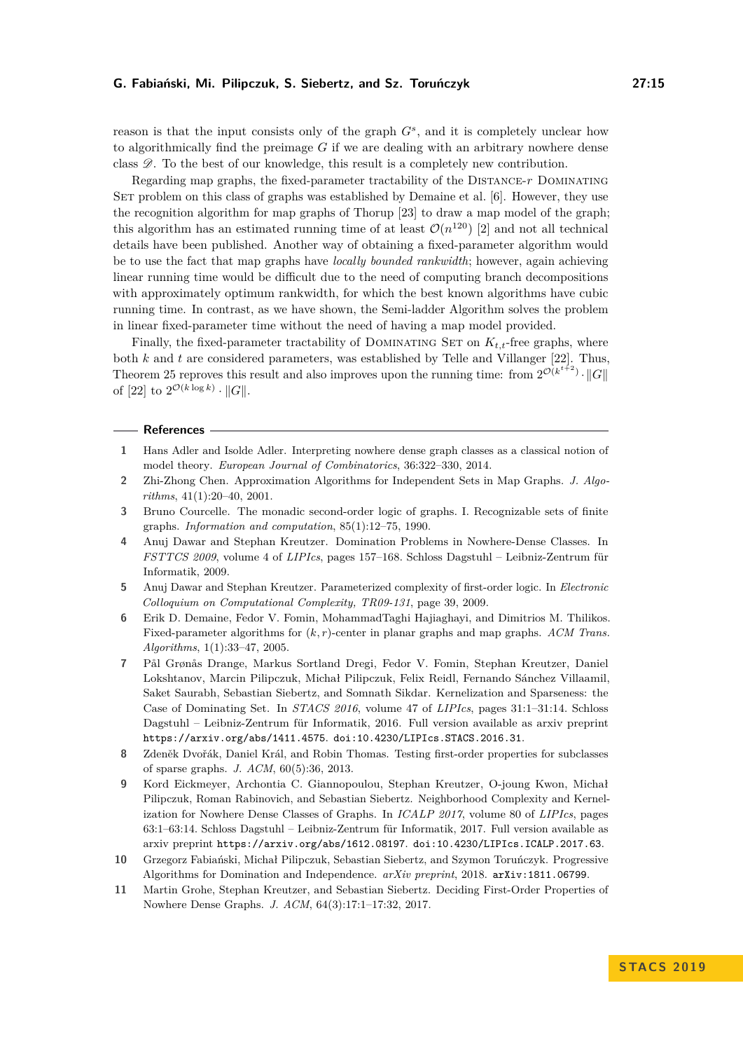reason is that the input consists only of the graph $G^s$, and it is completely unclear how to algorithmically find the preimage $G$ if we are dealing with an arbitrary nowhere dense class $\mathscr{D}$. To the best of our knowledge, this result is a completely new contribution.

Regarding map graphs, the fixed-parameter tractability of the Distance-$r$ Dominating Set problem on this class of graphs was established by Demaine et al. [6]. However, they use the recognition algorithm for map graphs of Thorup [23] to draw a map model of the graph; this algorithm has an estimated running time of at least $\mathcal{O}(n^{120})$ [2] and not all technical details have been published. Another way of obtaining a fixed-parameter algorithm would be to use the fact that map graphs have *locally bounded rankwidth*; however, again achieving linear running time would be difficult due to the need of computing branch decompositions with approximately optimum rankwidth, for which the best known algorithms have cubic running time. In contrast, as we have shown, the Semi-ladder Algorithm solves the problem in linear fixed-parameter time without the need of having a map model provided.

Finally, the fixed-parameter tractability of Dominating Set on $K_{t,t}$-free graphs, where both $k$ and $t$ are considered parameters, was established by Telle and Villanger [22]. Thus, Theorem 25 reproves this result and also improves upon the running time: from $2^{\mathcal{O}(k^{t+2})} \cdot \|G\|$ of [22] to $2^{\mathcal{O}(k \log k)} \cdot \|G\|$.

## References

1. Hans Adler and Isolde Adler. Interpreting nowhere dense graph classes as a classical notion of model theory. *European Journal of Combinatorics*, 36:322–330, 2014.
2. Zhi-Zhong Chen. Approximation Algorithms for Independent Sets in Map Graphs. *J. Algorithms*, 41(1):20–40, 2001.
3. Bruno Courcelle. The monadic second-order logic of graphs. I. Recognizable sets of finite graphs. *Information and computation*, 85(1):12–75, 1990.
4. Anuj Dawar and Stephan Kreutzer. Domination Problems in Nowhere-Dense Classes. In *FSTTCS 2009*, volume 4 of *LIPIcs*, pages 157–168. Schloss Dagstuhl – Leibniz-Zentrum für Informatik, 2009.
5. Anuj Dawar and Stephan Kreutzer. Parameterized complexity of first-order logic. In *Electronic Colloquium on Computational Complexity, TR09-131*, page 39, 2009.
6. Erik D. Demaine, Fedor V. Fomin, MohammadTaghi Hajiaghayi, and Dimitrios M. Thilikos. Fixed-parameter algorithms for $(k, r)$-center in planar graphs and map graphs. *ACM Trans. Algorithms*, 1(1):33–47, 2005.
7. Pål Grønås Drange, Markus Sortland Dregi, Fedor V. Fomin, Stephan Kreutzer, Daniel Lokshtanov, Marcin Pilipczuk, Michał Pilipczuk, Felix Reidl, Fernando Sánchez Villaamil, Saket Saurabh, Sebastian Siebertz, and Somnath Sikdar. Kernelization and Sparseness: the Case of Dominating Set. In *STACS 2016*, volume 47 of *LIPIcs*, pages 31:1–31:14. Schloss Dagstuhl – Leibniz-Zentrum für Informatik, 2016. Full version available as arxiv preprint `https://arxiv.org/abs/1411.4575`. `doi:10.4230/LIPIcs.STACS.2016.31`.
8. Zdeněk Dvořák, Daniel Král, and Robin Thomas. Testing first-order properties for subclasses of sparse graphs. *J. ACM*, 60(5):36, 2013.
9. Kord Eickmeyer, Archontia C. Giannopoulou, Stephan Kreutzer, O-joung Kwon, Michał Pilipczuk, Roman Rabinovich, and Sebastian Siebertz. Neighborhood Complexity and Kernelization for Nowhere Dense Classes of Graphs. In *ICALP 2017*, volume 80 of *LIPIcs*, pages 63:1–63:14. Schloss Dagstuhl – Leibniz-Zentrum für Informatik, 2017. Full version available as arxiv preprint `https://arxiv.org/abs/1612.08197`. `doi:10.4230/LIPIcs.ICALP.2017.63`.
10. Grzegorz Fabiański, Michał Pilipczuk, Sebastian Siebertz, and Szymon Toruńczyk. Progressive Algorithms for Domination and Independence. *arXiv preprint*, 2018. `arXiv:1811.06799`.
11. Martin Grohe, Stephan Kreutzer, and Sebastian Siebertz. Deciding First-Order Properties of Nowhere Dense Graphs. *J. ACM*, 64(3):17:1–17:32, 2017.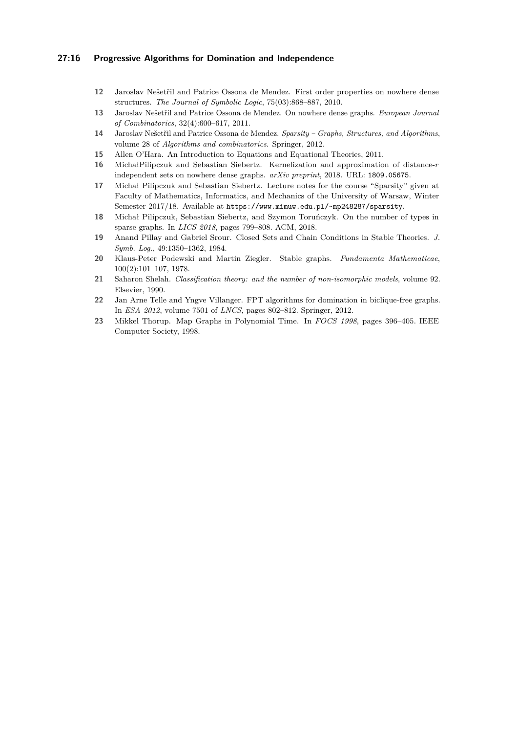12 Jaroslav Nešetřil and Patrice Ossona de Mendez. First order properties on nowhere dense structures. *The Journal of Symbolic Logic*, 75(03):868–887, 2010.

13 Jaroslav Nešetřil and Patrice Ossona de Mendez. On nowhere dense graphs. *European Journal of Combinatorics*, 32(4):600–617, 2011.

14 Jaroslav Nešetřil and Patrice Ossona de Mendez. *Sparsity – Graphs, Structures, and Algorithms*, volume 28 of *Algorithms and combinatorics*. Springer, 2012.

15 Allen O'Hara. An Introduction to Equations and Equational Theories, 2011.

16 MichałPilipczuk and Sebastian Siebertz. Kernelization and approximation of distance-$r$ independent sets on nowhere dense graphs. *arXiv preprint*, 2018. URL: `1809.05675`.

17 Michał Pilipczuk and Sebastian Siebertz. Lecture notes for the course "Sparsity" given at Faculty of Mathematics, Informatics, and Mechanics of the University of Warsaw, Winter Semester 2017/18. Available at `https://www.mimuw.edu.pl/~mp248287/sparsity`.

18 Michał Pilipczuk, Sebastian Siebertz, and Szymon Toruńczyk. On the number of types in sparse graphs. In *LICS 2018*, pages 799–808. ACM, 2018.

19 Anand Pillay and Gabriel Srour. Closed Sets and Chain Conditions in Stable Theories. *J. Symb. Log.*, 49:1350–1362, 1984.

20 Klaus-Peter Podewski and Martin Ziegler. Stable graphs. *Fundamenta Mathematicae*, 100(2):101–107, 1978.

21 Saharon Shelah. *Classification theory: and the number of non-isomorphic models*, volume 92. Elsevier, 1990.

22 Jan Arne Telle and Yngve Villanger. FPT algorithms for domination in biclique-free graphs. In *ESA 2012*, volume 7501 of *LNCS*, pages 802–812. Springer, 2012.

23 Mikkel Thorup. Map Graphs in Polynomial Time. In *FOCS 1998*, pages 396–405. IEEE Computer Society, 1998.